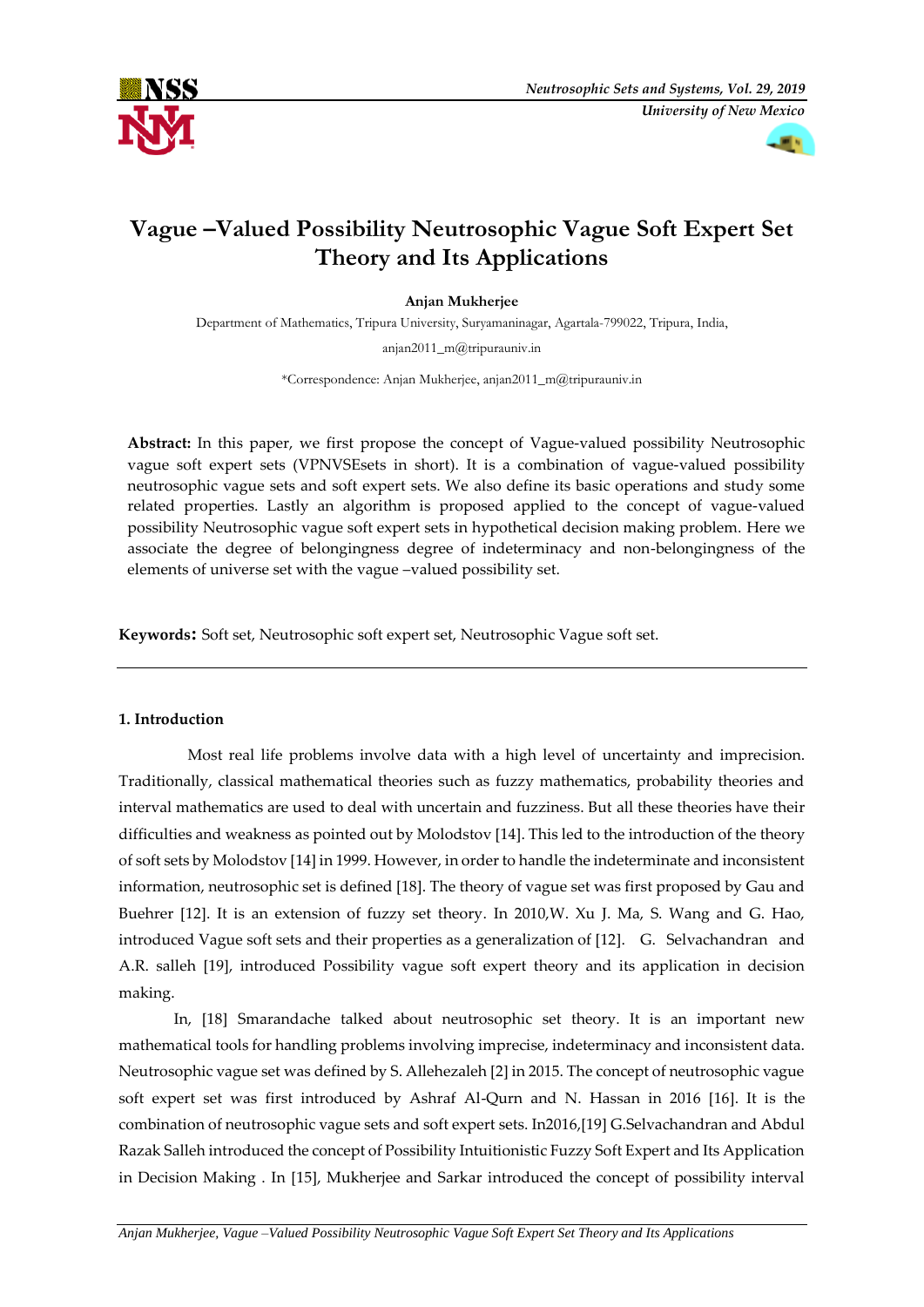# Vague –Valued Possibility Neutrosophic Vague Soft Expert Set Theory and Its Applications

**Anjan Mukherjee**

Department of Mathematics, Tripura University, Suryamaninagar, Agartala-799022, Tripura, India,

anjan2011_m@tripurauniv.in

*Correspondence: Anjan Mukherjee, anjan2011_m@tripurauniv.in

**Abstract:** In this paper, we first propose the concept of Vague-valued possibility Neutrosophic vague soft expert sets (VPNVSEsets in short). It is a combination of vague-valued possibility neutrosophic vague sets and soft expert sets. We also define its basic operations and study some related properties. Lastly an algorithm is proposed applied to the concept of vague-valued possibility Neutrosophic vague soft expert sets in hypothetical decision making problem. Here we associate the degree of belongingness degree of indeterminacy and non-belongingness of the elements of universe set with the vague –valued possibility set.

**Keywords:** Soft set, Neutrosophic soft expert set, Neutrosophic Vague soft set.

## 1. Introduction

Most real life problems involve data with a high level of uncertainty and imprecision. Traditionally, classical mathematical theories such as fuzzy mathematics, probability theories and interval mathematics are used to deal with uncertain and fuzziness. But all these theories have their difficulties and weakness as pointed out by Molodstov [14]. This led to the introduction of the theory of soft sets by Molodstov [14] in 1999. However, in order to handle the indeterminate and inconsistent information, neutrosophic set is defined [18]. The theory of vague set was first proposed by Gau and Buehrer [12]. It is an extension of fuzzy set theory. In 2010,W. Xu J. Ma, S. Wang and G. Hao, introduced Vague soft sets and their properties as a generalization of [12]. G. Selvachandran and A.R. salleh [19], introduced Possibility vague soft expert theory and its application in decision making.

In, [18] Smarandache talked about neutrosophic set theory. It is an important new mathematical tools for handling problems involving imprecise, indeterminacy and inconsistent data. Neutrosophic vague set was defined by S. Allehezaleh [2] in 2015. The concept of neutrosophic vague soft expert set was first introduced by Ashraf Al-Qurn and N. Hassan in 2016 [16]. It is the combination of neutrosophic vague sets and soft expert sets. In2016,[19] G.Selvachandran and Abdul Razak Salleh introduced the concept of Possibility Intuitionistic Fuzzy Soft Expert and Its Application in Decision Making . In [15], Mukherjee and Sarkar introduced the concept of possibility interval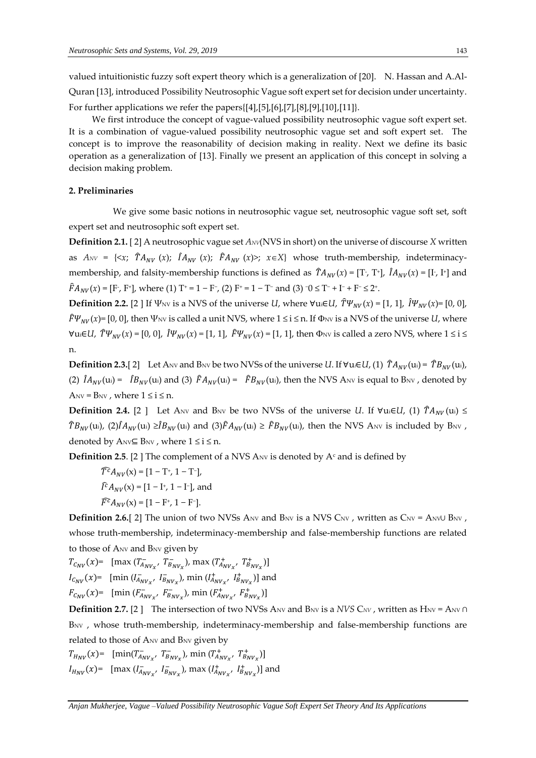valued intuitionistic fuzzy soft expert theory which is a generalization of [20]. N. Hassan and A.Al-Quran [13], introduced Possibility Neutrosophic Vague soft expert set for decision under uncertainty. For further applications we refer the papers{[4],[5],[6],[7],[8],[9],[10],[11]}.

We first introduce the concept of vague-valued possibility neutrosophic vague soft expert set. It is a combination of vague-valued possibility neutrosophic vague set and soft expert set. The concept is to improve the reasonability of decision making in reality. Next we define its basic operation as a generalization of [13]. Finally we present an application of this concept in solving a decision making problem.

## 2. Preliminaries

We give some basic notions in neutrosophic vague set, neutrosophic vague soft set, soft expert set and neutrosophic soft expert set.

**Definition 2.1.** [ 2] A neutrosophic vague set $A_{NV}$(NVS in short) on the universe of discourse $X$ written as $A_{NV}$ = {<$x$; $\hat{T}A_{NV}(x)$; $\hat{I}A_{NV}(x)$; $\hat{F}A_{NV}(x)$>; $x \in X$} whose truth-membership, indeterminacy-membership, and falsity-membership functions is defined as $\hat{T}A_{NV}(x) = [T^-, T^+]$, $\hat{I}A_{NV}(x) = [I^-, I^+]$ and $\hat{F}A_{NV}(x) = [F^-, F^+]$, where (1) $T^+ = 1 - F^-$, (2) $F^+ = 1 - T^-$ and (3) $^-0 \le T^- + I^- + F^- \le 2^+$.

**Definition 2.2.** [2 ] If $\Psi_{NV}$ is a NVS of the universe $U$, where $\forall u_i \in U$, $\hat{T}\Psi_{NV}(x) = [1, 1]$, $\hat{I}\Psi_{NV}(x) = [0, 0]$, $\hat{F}\Psi_{NV}(x) = [0, 0]$, then $\Psi_{NV}$ is called a unit NVS, where $1 \le i \le n$. If $\Phi_{NV}$ is a NVS of the universe $U$, where $\forall u_i \in U$, $\hat{T}\Psi_{NV}(x) = [0, 0]$, $\hat{I}\Psi_{NV}(x) = [1, 1]$, $\hat{F}\Psi_{NV}(x) = [1, 1]$, then $\Phi_{NV}$ is called a zero NVS, where $1 \le i \le n$.

**Definition 2.3.**[ 2] Let $A_{NV}$ and $B_{NV}$ be two NVSs of the universe $U$. If $\forall u_i \in U$, (1) $\hat{T}A_{NV}(u_i) = \hat{T}B_{NV}(u_i)$, (2) $\hat{I}A_{NV}(u_i) = \hat{I}B_{NV}(u_i)$ and (3) $\hat{F}A_{NV}(u_i) = \hat{F}B_{NV}(u_i)$, then the NVS $A_{NV}$ is equal to $B_{NV}$, denoted by $A_{NV} = B_{NV}$, where $1 \le i \le n$.

**Definition 2.4.** [2 ] Let $A_{NV}$ and $B_{NV}$ be two NVSs of the universe $U$. If $\forall u_i \in U$, (1) $\hat{T}A_{NV}(u_i) \le \hat{T}B_{NV}(u_i)$, (2)$\hat{I}A_{NV}(u_i) \ge \hat{I}B_{NV}(u_i)$ and (3)$\hat{F}A_{NV}(u_i) \ge \hat{F}B_{NV}(u_i)$, then the NVS $A_{NV}$ is included by $B_{NV}$, denoted by $A_{NV} \subseteq B_{NV}$, where $1 \le i \le n$.

**Definition 2.5**. [2 ] The complement of a NVS $A_{NV}$ is denoted by $A^c$ and is defined by

$\widehat{T^c}A_{NV}(x) = [1 - T^+, 1 - T^-]$,

$\widehat{I^c}A_{NV}(x) = [1 - I^+, 1 - I^-]$, and

$\widehat{F^c}A_{NV}(x) = [1 - F^+, 1 - F^-]$.

**Definition 2.6.**[ 2] The union of two NVSs $A_{NV}$ and $B_{NV}$ is a NVS $C_{NV}$, written as $C_{NV} = A_{NV} \cup B_{NV}$, whose truth-membership, indeterminacy-membership and false-membership functions are related to those of $A_{NV}$ and $B_{NV}$ given by

$T_{C_{NV}}(x)$= $[\max(T^-_{A_{NV_x}}, T^-_{B_{NV_x}}), \max(T^+_{A_{NV_x}}, T^+_{B_{NV_x}})]$

$I_{C_{NV}}(x)$= $[\min(I^-_{A_{NV_x}}, I^-_{B_{NV_x}}), \min(I^+_{A_{NV_x}}, I^+_{B_{NV_x}})]$ and

$F_{C_{NV}}(x)$= $[\min(F^-_{A_{NV_x}}, F^-_{B_{NV_x}}), \min(F^+_{A_{NV_x}}, F^+_{B_{NV_x}})]$

**Definition 2.7.** [2 ] The intersection of two NVSs $A_{NV}$ and $B_{NV}$ is a *NVS* $C_{NV}$, written as $H_{NV} = A_{NV} \cap B_{NV}$, whose truth-membership, indeterminacy-membership and false-membership functions are related to those of $A_{NV}$ and $B_{NV}$ given by

$T_{H_{NV}}(x)$= $[\min(T^-_{A_{NV_x}}, T^-_{B_{NV_x}}), \min(T^+_{A_{NV_x}}, T^+_{B_{NV_x}})]$

$I_{H_{NV}}(x)$= $[\max(I^-_{A_{NV_x}}, I^-_{B_{NV_x}}), \max(I^+_{A_{NV_x}}, I^+_{B_{NV_x}})]$ and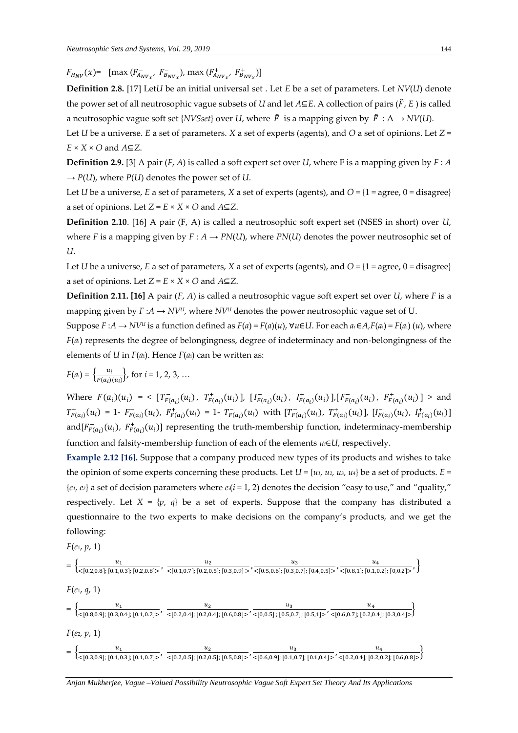$F_{H_{NV}}(x)=$ [max $(F^{-}_{A_{NV_x}}, F^{-}_{B_{NV_x}})$, max $(F^{+}_{A_{NV_x}}, F^{+}_{B_{NV_x}})$]

**Definition 2.8.** [17] Let $U$ be an initial universal set . Let $E$ be a set of parameters. Let $NV(U)$ denote the power set of all neutrosophic vague subsets of $U$ and let $A\subseteq E$. A collection of pairs $(\hat{F}, E)$ is called a neutrosophic vague soft set {*NVSset*} over $U$, where $\hat{F}$ is a mapping given by $\hat{F}: A \rightarrow NV(U)$.

Let $U$ be a universe. $E$ a set of parameters. $X$ a set of experts (agents), and $O$ a set of opinions. Let $Z = E \times X \times O$ and $A\subseteq Z$.

**Definition 2.9.** [3] A pair $(F, A)$ is called a soft expert set over $U$, where F is a mapping given by $F: A \rightarrow P(U)$, where $P(U)$ denotes the power set of $U$.

Let $U$ be a universe, $E$ a set of parameters, $X$ a set of experts (agents), and $O$ = {1 = agree, 0 = disagree} a set of opinions. Let $Z = E \times X \times O$ and $A\subseteq Z$.

**Definition 2.10**. [16] A pair (F, A) is called a neutrosophic soft expert set (NSES in short) over $U$, where $F$ is a mapping given by $F: A \rightarrow PN(U)$, where $PN(U)$ denotes the power neutrosophic set of $U$.

Let $U$ be a universe, $E$ a set of parameters, $X$ a set of experts (agents), and $O$ = {1 = agree, 0 = disagree} a set of opinions. Let $Z = E \times X \times O$ and $A\subseteq Z$.

**Definition 2.11. [16]** A pair $(F, A)$ is called a neutrosophic vague soft expert set over $U$, where $F$ is a mapping given by $F: A \rightarrow NV^U$, where $NV^U$ denotes the power neutrosophic vague set of U.

Suppose $F: A \rightarrow NV^U$ is a function defined as $F(a) = F(a)(u)$, $\forall u \in U$. For each $a_i \in A, F(a_i) = F(a_i)(u)$, where $F(a_i)$ represents the degree of belongingness, degree of indeterminacy and non-belongingness of the elements of $U$ in $F(a_i)$. Hence $F(a_i)$ can be written as:

$F(a_i) = \left\{\frac{u_i}{F(a_i)(u_i)}\right\}$, for $i = 1, 2, 3, \ldots$

Where $F(a_i)(u_i) = < [T^{-}_{F(a_i)}(u_i), T^{+}_{F(a_i)}(u_i)], [I^{-}_{F(a_i)}(u_i), I^{+}_{F(a_i)}(u_i)], [F^{-}_{F(a_i)}(u_i), F^{+}_{F(a_i)}(u_i)] >$ and $T^{+}_{F(a_i)}(u_i) = 1 - F^{-}_{F(a_i)}(u_i)$, $F^{+}_{F(a_i)}(u_i) = 1 - T^{-}_{F(a_i)}(u_i)$ with $[T^{-}_{F(a_i)}(u_i), T^{+}_{F(a_i)}(u_i)]$, $[I^{-}_{F(a_i)}(u_i), I^{+}_{F(a_i)}(u_i)]$ and $[F^{-}_{F(a_i)}(u_i), F^{+}_{F(a_i)}(u_i)]$ representing the truth-membership function, indeterminacy-membership function and falsity-membership function of each of the elements $u_i \in U$, respectively.

**Example 2.12 [16].** Suppose that a company produced new types of its products and wishes to take the opinion of some experts concerning these products. Let $U = \{u_1, u_2, u_3, u_4\}$ be a set of products. $E = \{e_1, e_2\}$ a set of decision parameters where $e_i (i = 1, 2)$ denotes the decision "easy to use," and "quality," respectively. Let $X = \{p, q\}$ be a set of experts. Suppose that the company has distributed a questionnaire to the two experts to make decisions on the company's products, and we get the following:

$F(e_1, p, 1)$

$$= \left\{\frac{u_1}{<[0.2,0.8];[0.1,0.3];[0.2,0.8]>}, \frac{u_2}{<[0.1,0.7];[0.2,0.5];[0.3,0.9]>}, \frac{u_3}{<[0.5,0.6];[0.3,0.7];[0.4,0.5]>}, \frac{u_4}{<[0.8,1];[0.1,0.2];[0,0.2]>}, \right\}$$

$F(e_1, q, 1)$

$$= \left\{\frac{u_1}{<[0.8,0.9];[0.3,0.4];[0.1,0.2]>}, \frac{u_2}{<[0.2,0.4];[0.2,0.4];[0.6,0.8]>}, \frac{u_3}{<[0,0.5];[0.5,0.7];[0.5,1]>}, \frac{u_4}{<[0.6,0.7];[0.2,0.4];[0.3,0.4]>}\right\}$$

$F(e_2, p, 1)$

$$= \left\{\frac{u_1}{<[0.3,0.9];[0.1,0.3];[0.1,0.7]>}, \frac{u_2}{<[0.2,0.5];[0.2,0.5];[0.5,0.8]>}, \frac{u_3}{<[0.6,0.9];[0.1,0.7];[0.1,0.4]>}, \frac{u_4}{<[0.2,0.4];[0.2,0.2];[0.6,0.8]>}\right\}$$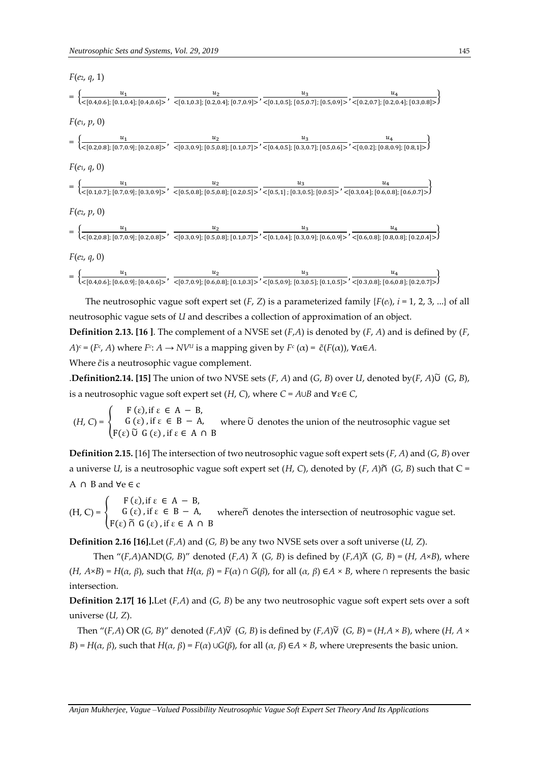$F(e_2, q, 1)$

$$= \left\{ \frac{u_1}{<[0.4,0.6];[0.1,0.4];[0.4,0.6]>}, \frac{u_2}{<[0.1,0.3];[0.2,0.4];[0.7,0.9]>}, \frac{u_3}{<[0.1,0.5];[0.5,0.7];[0.5,0.9]>}, \frac{u_4}{<[0.2,0.7];[0.2,0.4];[0.3,0.8]>} \right\}$$

$F(e_1, p, 0)$

$$= \left\{ \frac{u_1}{<[0.2,0.8];[0.7,0.9];[0.2,0.8]>}, \frac{u_2}{<[0.3,0.9];[0.5,0.8];[0.1,0.7]>}, \frac{u_3}{<[0.4,0.5];[0.3,0.7];[0.5,0.6]>}, \frac{u_4}{<[0,0.2];[0.8,0.9];[0.8,1]>} \right\}$$

$F(e_1, q, 0)$

$$= \left\{ \frac{u_1}{<[0.1,0.7];[0.7,0.9];[0.3,0.9]>}, \frac{u_2}{<[0.5,0.8];[0.5,0.8];[0.2,0.5]>}, \frac{u_3}{<[0.5,1];[0.3,0.5];[0,0.5]>}, \frac{u_4}{<[0.3,0.4];[0.6,0.8];[0.6,0.7]>} \right\}$$

$F(e_2, p, 0)$

$$= \left\{ \frac{u_1}{<[0.2,0.8];[0.7,0.9];[0.2,0.8]>}, \frac{u_2}{<[0.3,0.9];[0.5,0.8];[0.1,0.7]>}, \frac{u_3}{<[0.1,0.4];[0.3,0.9];[0.6,0.9]>}, \frac{u_4}{<[0.6,0.8];[0.8,0.8];[0.2,0.4]>} \right\}$$

$F(e_2, q, 0)$

$$= \left\{ \frac{u_1}{<[0.4,0.6];[0.6,0.9];[0.4,0.6]>}, \frac{u_2}{<[0.7,0.9];[0.6,0.8];[0.1,0.3]>}, \frac{u_3}{<[0.5,0.9];[0.3,0.5];[0.1,0.5]>}, \frac{u_4}{<[0.3,0.8];[0.6,0.8];[0.2,0.7]>} \right\}$$

The neutrosophic vague soft expert set $(F, Z)$ is a parameterized family $\{F(e_i), i = 1, 2, 3, ...\}$ of all neutrosophic vague sets of $U$ and describes a collection of approximation of an object.

**Definition 2.13. [16 ]**. The complement of a NVSE set $(F,A)$ is denoted by $(F, A)$ and is defined by $(F, A)^c = (F^c, A)$ where $F^c: A \rightarrow NV^U$ is a mapping given by $F^c(\alpha) = \tilde{c}(F(\alpha))$, $\forall \alpha \in A$.

Where $\tilde{c}$is a neutrosophic vague complement.

.**Definition2.14. [15]** The union of two NVSE sets $(F, A)$ and $(G, B)$ over $U$, denoted by$(F, A)\tilde{\cup}$ $(G, B)$, is a neutrosophic vague soft expert set $(H, C)$, where $C = A \cup B$ and $\forall \varepsilon \in C$,

$$(H, C) = \begin{cases} F(\varepsilon), \text{if } \varepsilon \in A - B, \\ G(\varepsilon), \text{if } \varepsilon \in B - A, \\ F(\varepsilon) \tilde{\cup} G(\varepsilon), \text{if } \varepsilon \in A \cap B \end{cases}$$ where $\tilde{\cup}$ denotes the union of the neutrosophic vague set

**Definition 2.15.** [16] The intersection of two neutrosophic vague soft expert sets $(F, A)$ and $(G, B)$ over a universe $U$, is a neutrosophic vague soft expert set $(H, C)$, denoted by $(F, A)\tilde{\cap}$ $(G, B)$ such that $C = A \cap B$ and $\forall e \in c$

$$(H, C) = \begin{cases} F(\varepsilon), \text{if } \varepsilon \in A - B, \\ G(\varepsilon), \text{if } \varepsilon \in B - A, \\ F(\varepsilon) \tilde{\cap} G(\varepsilon), \text{if } \varepsilon \in A \cap B \end{cases}$$ where$\tilde{\cap}$ denotes the intersection of neutrosophic vague set.

**Definition 2.16 [16].**Let $(F,A)$ and $(G, B)$ be any two NVSE sets over a soft universe $(U, Z)$.

Then "$(F,A)$AND$(G, B)$" denoted $(F,A)$ $\tilde{\wedge}$ $(G, B)$ is defined by $(F,A)\tilde{\wedge}$ $(G, B) = (H, A\times B)$, where $(H, A\times B) = H(\alpha, \beta)$, such that $H(\alpha, \beta) = F(\alpha) \cap G(\beta)$, for all $(\alpha, \beta) \in A \times B$, where $\cap$ represents the basic intersection.

**Definition 2.17[ 16 ].**Let $(F,A)$ and $(G, B)$ be any two neutrosophic vague soft expert sets over a soft universe $(U, Z)$.

Then "$(F,A)$ OR $(G, B)$" denoted $(F,A)\tilde{\vee}$ $(G, B)$ is defined by $(F,A)\tilde{\vee}$ $(G, B) = (H,A \times B)$, where $(H, A \times B) = H(\alpha, \beta)$, such that $H(\alpha, \beta) = F(\alpha) \cup G(\beta)$, for all $(\alpha, \beta) \in A \times B$, where $\cup$represents the basic union.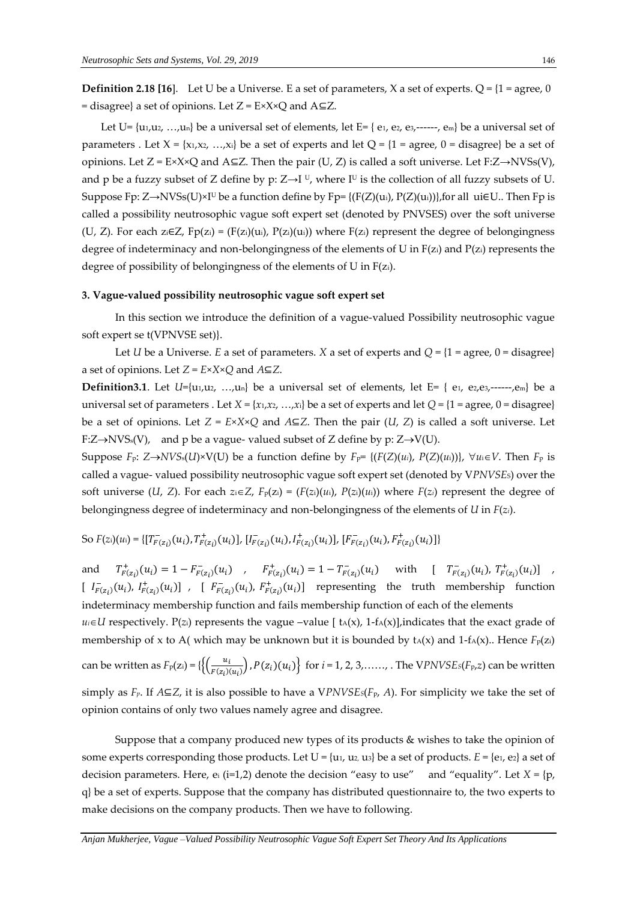**Definition 2.18 [16]**. Let U be a Universe. E a set of parameters, X a set of experts. Q = {1 = agree, 0 = disagree} a set of opinions. Let Z = E×X×Q and A⊆Z.

Let U= {$u_1$,$u_2$, …,$u_n$} be a universal set of elements, let E= { $e_1$, $e_2$, $e_3$,------, $e_m$} be a universal set of parameters . Let X = {$x_1$,$x_2$, …,$x_i$} be a set of experts and let Q = {1 = agree, 0 = disagree} be a set of opinions. Let Z = E×X×Q and A⊆Z. Then the pair (U, Z) is called a soft universe. Let F:Z→NVSs(V), and p be a fuzzy subset of Z define by p: Z→$I^U$, where $I^U$ is the collection of all fuzzy subsets of U. Suppose Fp: Z→NVSs(U)×$I^U$ be a function define by Fp= {(F(Z)($u_i$), P(Z)($u_i$))},for all $u_i$∈U.. Then Fp is called a possibility neutrosophic vague soft expert set (denoted by PNVSES) over the soft universe (U, Z). For each $z_i$∈Z, Fp($z_i$) = (F($z_i$)($u_i$), P($z_i$)($u_i$)) where F($z_i$) represent the degree of belongingness degree of indeterminacy and non-belongingness of the elements of U in F($z_i$) and P($z_i$) represents the degree of possibility of belongingness of the elements of U in F($z_i$).

### 3. Vague-valued possibility neutrosophic vague soft expert set

In this section we introduce the definition of a vague-valued Possibility neutrosophic vague soft expert se t(VPNVSE set)}.

Let *U* be a Universe. *E* a set of parameters. *X* a set of experts and *Q* = {1 = agree, 0 = disagree} a set of opinions. Let *Z* = *E*×*X*×*Q* and *A*⊆*Z*.

**Definition3.1**. Let *U*={$u_1$,$u_2$, …,$u_n$} be a universal set of elements, let E= { $e_1$, $e_2$,$e_3$,------,$e_m$} be a universal set of parameters . Let *X* = {$x_1$,$x_2$, …,$x_i$} be a set of experts and let *Q* = {1 = agree, 0 = disagree} be a set of opinions. Let *Z* = *E*×*X*×*Q* and *A*⊆*Z*. Then the pair (*U*, *Z*) is called a soft universe. Let F:Z→$NVS_s$(V), and p be a vague- valued subset of Z define by p: Z→V(U).

Suppose $F_P$: *Z*→$NVS_s$(*U*)×V(U) be a function define by $F_P$= {(*F*(*Z*)($u_i$), *P*(*Z*)($u_i$))}, ∀$u_i$∈*V*. Then $F_P$ is called a vague- valued possibility neutrosophic vague soft expert set (denoted by V$PNVSE_S$) over the soft universe (*U*, *Z*). For each $z_i$∈*Z*, $F_P$($z_i$) = (*F*($z_i$)($u_i$), *P*($z_i$)($u_i$)) where *F*($z_i$) represent the degree of belongingness degree of indeterminacy and non-belongingness of the elements of *U* in *F*($z_i$).

So $F(z_i)(u_i) = \{[T^-_{F(z_i)}(u_i), T^+_{F(z_i)}(u_i)], [I^-_{F(z_i)}(u_i), I^+_{F(z_i)}(u_i)], [F^-_{F(z_i)}(u_i), F^+_{F(z_i)}(u_i)]\}$

and $T^+_{F(z_i)}(u_i) = 1 - F^-_{F(z_i)}(u_i)$ , $F^+_{F(z_i)}(u_i) = 1 - T^-_{F(z_i)}(u_i)$ with $[T^-_{F(z_i)}(u_i), T^+_{F(z_i)}(u_i)]$ , $[I^-_{F(z_i)}(u_i), I^+_{F(z_i)}(u_i)]$ , $[F^-_{F(z_i)}(u_i), F^+_{F(z_i)}(u_i)]$ representing the truth membership function indeterminacy membership function and fails membership function of each of the elements $u_i$∈*U* respectively. P($z_i$) represents the vague –value [ $t_A(x)$, 1-$f_A(x)$],indicates that the exact grade of membership of x to A( which may be unknown but it is bounded by $t_A(x)$ and 1-$f_A(x)$).. Hence $F_P$($z_i$) can be written as $F_P(z_i) = \{\left(\left(\frac{u_i}{F(z_i)(u_i)}\right), P(z_i)(u_i)\right\}$ for *i* = 1, 2, 3,……, . The V$PNVSE_S$($F_P$,*z*) can be written simply as $F_P$. If *A*⊆*Z*, it is also possible to have a V$PNVSE_S$($F_P$, *A*). For simplicity we take the set of opinion contains of only two values namely agree and disagree.

Suppose that a company produced new types of its products & wishes to take the opinion of some experts corresponding those products. Let U = {$u_1$, $u_2$, $u_3$} be a set of products. *E* = {$e_1$, $e_2$} a set of decision parameters. Here, $e_i$ (i=1,2) denote the decision "easy to use" and "equality". Let *X* = {p, q} be a set of experts. Suppose that the company has distributed questionnaire to, the two experts to make decisions on the company products. Then we have to following.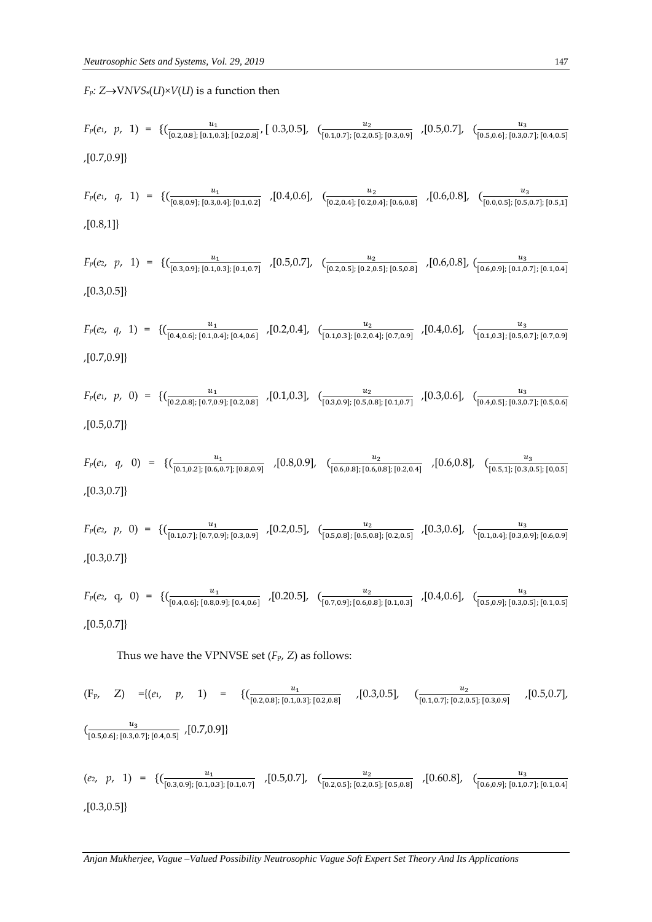$F_P$: $Z \rightarrow VNVS_s(U) \times V(U)$ is a function then

$F_P(e_1, p, 1) = \{(\frac{u_1}{[0.2,0.8]; [0.1,0.3]; [0.2,0.8]}, [0.3,0.5], (\frac{u_2}{[0.1,0.7]; [0.2,0.5]; [0.3,0.9]}, [0.5,0.7], (\frac{u_3}{[0.5,0.6]; [0.3,0.7]; [0.4,0.5]}, [0.7,0.9]\}$

$F_P(e_1, q, 1) = \{(\frac{u_1}{[0.8,0.9]; [0.3,0.4]; [0.1,0.2]}, [0.4,0.6], (\frac{u_2}{[0.2,0.4]; [0.2,0.4]; [0.6,0.8]}, [0.6,0.8], (\frac{u_3}{[0.0,0.5]; [0.5,0.7]; [0.5,1]}, [0.8,1]\}$

$F_P(e_2, p, 1) = \{(\frac{u_1}{[0.3,0.9]; [0.1,0.3]; [0.1,0.7]}, [0.5,0.7], (\frac{u_2}{[0.2,0.5]; [0.2,0.5]; [0.5,0.8]}, [0.6,0.8], (\frac{u_3}{[0.6,0.9]; [0.1,0.7]; [0.1,0.4]}, [0.3,0.5]\}$

$F_P(e_2, q, 1) = \{(\frac{u_1}{[0.4,0.6]; [0.1,0.4]; [0.4,0.6]}, [0.2,0.4], (\frac{u_2}{[0.1,0.3]; [0.2,0.4]; [0.7,0.9]}, [0.4,0.6], (\frac{u_3}{[0.1,0.3]; [0.5,0.7]; [0.7,0.9]}, [0.7,0.9]\}$

$F_P(e_1, p, 0) = \{(\frac{u_1}{[0.2,0.8]; [0.7,0.9]; [0.2,0.8]}, [0.1,0.3], (\frac{u_2}{[0.3,0.9]; [0.5,0.8]; [0.1,0.7]}, [0.3,0.6], (\frac{u_3}{[0.4,0.5]; [0.3,0.7]; [0.5,0.6]}, [0.5,0.7]\}$

$F_P(e_1, q, 0) = \{(\frac{u_1}{[0.1,0.2]; [0.6,0.7]; [0.8,0.9]}, [0.8,0.9], (\frac{u_2}{[0.6,0.8]; [0.6,0.8]; [0.2,0.4]}, [0.6,0.8], (\frac{u_3}{[0.5,1]; [0.3,0.5]; [0,0.5]}, [0.3,0.7]\}$

$F_P(e_2, p, 0) = \{(\frac{u_1}{[0.1,0.7]; [0.7,0.9]; [0.3,0.9]}, [0.2,0.5], (\frac{u_2}{[0.5,0.8]; [0.5,0.8]; [0.2,0.5]}, [0.3,0.6], (\frac{u_3}{[0.1,0.4]; [0.3,0.9]; [0.6,0.9]}, [0.3,0.7]\}$

$F_P(e_2, q, 0) = \{(\frac{u_1}{[0.4,0.6]; [0.8,0.9]; [0.4,0.6]}, [0.20.5], (\frac{u_2}{[0.7,0.9]; [0.6,0.8]; [0.1,0.3]}, [0.4,0.6], (\frac{u_3}{[0.5,0.9]; [0.3,0.5]; [0.1,0.5]}, [0.5,0.7]\}$

Thus we have the VPNVSE set ($F_P$, $Z$) as follows:

$(F_P, Z) = \{(e_1, p, 1) = \{(\frac{u_1}{[0.2,0.8]; [0.1,0.3]; [0.2,0.8]}, [0.3,0.5], (\frac{u_2}{[0.1,0.7]; [0.2,0.5]; [0.3,0.9]}, [0.5,0.7], (\frac{u_3}{[0.5,0.6]; [0.3,0.7]; [0.4,0.5]}, [0.7,0.9]\}$

$(e_2, p, 1) = \{(\frac{u_1}{[0.3,0.9]; [0.1,0.3]; [0.1,0.7]}, [0.5,0.7], (\frac{u_2}{[0.2,0.5]; [0.2,0.5]; [0.5,0.8]}, [0.60.8], (\frac{u_3}{[0.6,0.9]; [0.1,0.7]; [0.1,0.4]}, [0.3,0.5]\}$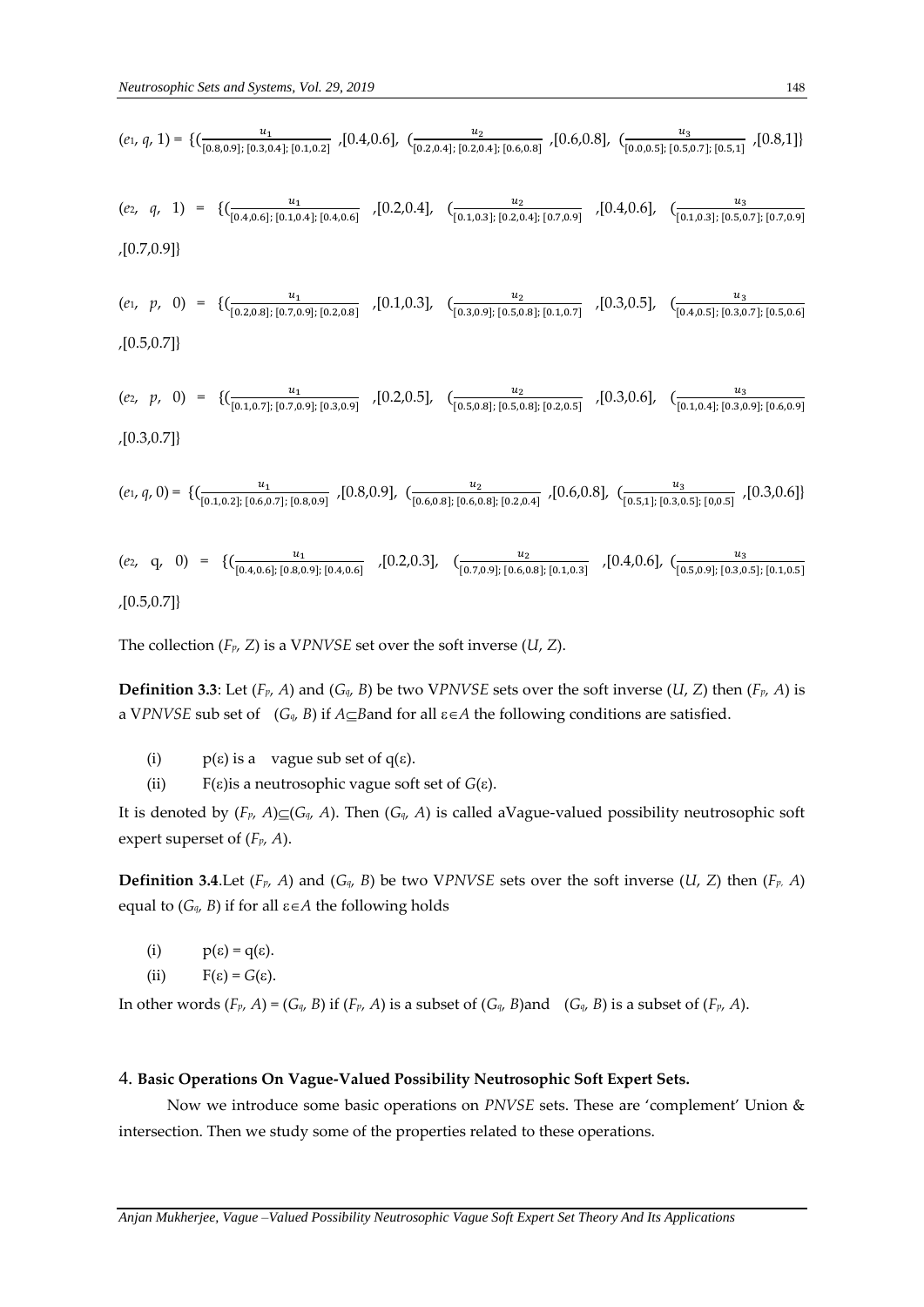$(e_1, q, 1) = \{(\frac{u_1}{[0.8,0.9]; [0.3,0.4]; [0.1,0.2]}, [0.4,0.6]), (\frac{u_2}{[0.2,0.4]; [0.2,0.4]; [0.6,0.8]}, [0.6,0.8]), (\frac{u_3}{[0.0,0.5]; [0.5,0.7]; [0.5,1]}, [0.8,1])\}$

$(e_2, q, 1) = \{(\frac{u_1}{[0.4,0.6]; [0.1,0.4]; [0.4,0.6]}, [0.2,0.4]), (\frac{u_2}{[0.1,0.3]; [0.2,0.4]; [0.7,0.9]}, [0.4,0.6]), (\frac{u_3}{[0.1,0.3]; [0.5,0.7]; [0.7,0.9]}, [0.7,0.9])\}$

$(e_1, p, 0) = \{(\frac{u_1}{[0.2,0.8]; [0.7,0.9]; [0.2,0.8]}, [0.1,0.3]), (\frac{u_2}{[0.3,0.9]; [0.5,0.8]; [0.1,0.7]}, [0.3,0.5]), (\frac{u_3}{[0.4,0.5]; [0.3,0.7]; [0.5,0.6]}, [0.5,0.7])\}$

$(e_2, p, 0) = \{(\frac{u_1}{[0.1,0.7]; [0.7,0.9]; [0.3,0.9]}, [0.2,0.5]), (\frac{u_2}{[0.5,0.8]; [0.5,0.8]; [0.2,0.5]}, [0.3,0.6]), (\frac{u_3}{[0.1,0.4]; [0.3,0.9]; [0.6,0.9]}, [0.3,0.7])\}$

$(e_1, q, 0) = \{(\frac{u_1}{[0.1,0.2]; [0.6,0.7]; [0.8,0.9]}, [0.8,0.9]), (\frac{u_2}{[0.6,0.8]; [0.6,0.8]; [0.2,0.4]}, [0.6,0.8]), (\frac{u_3}{[0.5,1]; [0.3,0.5]; [0,0.5]}, [0.3,0.6])\}$

$(e_2, q, 0) = \{(\frac{u_1}{[0.4,0.6]; [0.8,0.9]; [0.4,0.6]}, [0.2,0.3]), (\frac{u_2}{[0.7,0.9]; [0.6,0.8]; [0.1,0.3]}, [0.4,0.6]), (\frac{u_3}{[0.5,0.9]; [0.3,0.5]; [0.1,0.5]}, [0.5,0.7])\}$

The collection $(F_p, Z)$ is a V*PNVSE* set over the soft inverse $(U, Z)$.

**Definition 3.3**: Let $(F_p, A)$ and $(G_q, B)$ be two V*PNVSE* sets over the soft inverse $(U, Z)$ then $(F_p, A)$ is a V*PNVSE* sub set of $(G_q, B)$ if $A \subseteq B$ and for all $\varepsilon \in A$ the following conditions are satisfied.

(i) $p(\varepsilon)$ is a vague sub set of $q(\varepsilon)$.

(ii) $F(\varepsilon)$ is a neutrosophic vague soft set of $G(\varepsilon)$.

It is denoted by $(F_p, A) \subseteq (G_q, A)$. Then $(G_q, A)$ is called a Vague-valued possibility neutrosophic soft expert superset of $(F_p, A)$.

**Definition 3.4**. Let $(F_p, A)$ and $(G_q, B)$ be two V*PNVSE* sets over the soft inverse $(U, Z)$ then $(F_p, A)$ equal to $(G_q, B)$ if for all $\varepsilon \in A$ the following holds

(i) $p(\varepsilon) = q(\varepsilon)$.

(ii) $F(\varepsilon) = G(\varepsilon)$.

In other words $(F_p, A) = (G_q, B)$ if $(F_p, A)$ is a subset of $(G_q, B)$ and $(G_q, B)$ is a subset of $(F_p, A)$.

## 4. Basic Operations On Vague-Valued Possibility Neutrosophic Soft Expert Sets.

Now we introduce some basic operations on *PNVSE* sets. These are 'complement' Union & intersection. Then we study some of the properties related to these operations.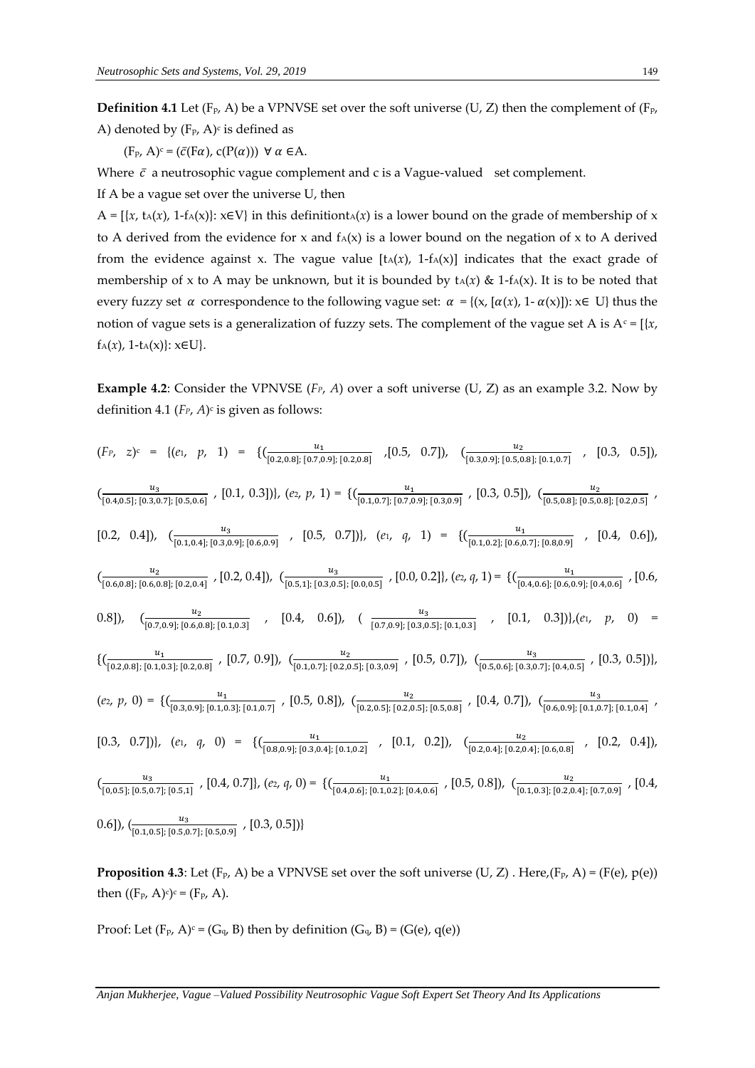**Definition 4.1** Let $(F_P, A)$ be a VPNVSE set over the soft universe (U, Z) then the complement of $(F_P, A)$ denoted by $(F_P, A)^c$ is defined as

$(F_P, A)^c = (\bar{c}(F\alpha), c(P(\alpha)))\ \forall\ \alpha \in A.$

Where $\bar{c}$ a neutrosophic vague complement and c is a Vague-valued set complement.

If A be a vague set over the universe U, then

$A = [\{x, t_A(x), 1\text{-}f_A(x)\}: x \in V\}$ in this definition $t_A(x)$ is a lower bound on the grade of membership of x to A derived from the evidence for x and $f_A(x)$ is a lower bound on the negation of x to A derived from the evidence against x. The vague value $[t_A(x), 1\text{-}f_A(x)]$ indicates that the exact grade of membership of x to A may be unknown, but it is bounded by $t_A(x)$ & $1\text{-}f_A(x)$. It is to be noted that every fuzzy set $\alpha$ correspondence to the following vague set: $\alpha = \{(x, [\alpha(x), 1\text{-}\alpha(x)]): x \in U\}$ thus the notion of vague sets is a generalization of fuzzy sets. The complement of the vague set A is $A^c = [\{x, f_A(x), 1\text{-}t_A(x)\}: x \in U\}$.

**Example 4.2**: Consider the VPNVSE $(F_P, A)$ over a soft universe (U, Z) as an example 3.2. Now by definition 4.1 $(F_P, A)^c$ is given as follows:

$(F_P, z)^c = \{(e_1, p, 1) = \{(\frac{u_1}{[0.2,0.8];[0.7,0.9];[0.2,0.8]}, [0.5, 0.7]), (\frac{u_2}{[0.3,0.9];[0.5,0.8];[0.1,0.7]}, [0.3, 0.5]), (\frac{u_3}{[0.4,0.5];[0.3,0.7];[0.5,0.6]}, [0.1, 0.3])\}, (e_2, p, 1) = \{(\frac{u_1}{[0.1,0.7];[0.7,0.9];[0.3,0.9]}, [0.3, 0.5]), (\frac{u_2}{[0.5,0.8];[0.5,0.8];[0.2,0.5]}, [0.2, 0.4]), (\frac{u_3}{[0.1,0.4];[0.3,0.9];[0.6,0.9]}, [0.5, 0.7])\}, (e_1, q, 1) = \{(\frac{u_1}{[0.1,0.2];[0.6,0.7];[0.8,0.9]}, [0.4, 0.6]), (\frac{u_2}{[0.6,0.8];[0.6,0.8];[0.2,0.4]}, [0.2, 0.4]), (\frac{u_3}{[0.5,1];[0.3,0.5];[0.0,0.5]}, [0.0, 0.2]\}, (e_2, q, 1) = \{(\frac{u_1}{[0.4,0.6];[0.6,0.9];[0.4,0.6]}, [0.6, 0.8]), (\frac{u_2}{[0.7,0.9];[0.6,0.8];[0.1,0.3]}, [0.4, 0.6]), (\frac{u_3}{[0.7,0.9];[0.3,0.5];[0.1,0.3]}, [0.1, 0.3])\}, (e_1, p, 0) = \{(\frac{u_1}{[0.2,0.8];[0.1,0.3];[0.2,0.8]}, [0.7, 0.9]), (\frac{u_2}{[0.1,0.7];[0.2,0.5];[0.3,0.9]}, [0.5, 0.7]), (\frac{u_3}{[0.5,0.6];[0.3,0.7];[0.4,0.5]}, [0.3, 0.5])\}, (e_2, p, 0) = \{(\frac{u_1}{[0.3,0.9];[0.1,0.3];[0.1,0.7]}, [0.5, 0.8]), (\frac{u_2}{[0.2,0.5];[0.2,0.5];[0.5,0.8]}, [0.4, 0.7]), (\frac{u_3}{[0.6,0.9];[0.1,0.7];[0.1,0.4]}, [0.3, 0.7])\}, (e_1, q, 0) = \{(\frac{u_1}{[0.8,0.9];[0.3,0.4];[0.1,0.2]}, [0.1, 0.2]), (\frac{u_2}{[0.2,0.4];[0.2,0.4];[0.6,0.8]}, [0.2, 0.4]), (\frac{u_3}{[0,0.5];[0.5,0.7];[0.5,1]}, [0.4, 0.7]\}, (e_2, q, 0) = \{(\frac{u_1}{[0.4,0.6];[0.1,0.2];[0.4,0.6]}, [0.5, 0.8]), (\frac{u_2}{[0.1,0.3];[0.2,0.4];[0.7,0.9]}, [0.4, 0.6]), (\frac{u_3}{[0.1,0.5];[0.5,0.7];[0.5,0.9]}, [0.3, 0.5])\}$

**Proposition 4.3**: Let $(F_P, A)$ be a VPNVSE set over the soft universe (U, Z) . Here, $(F_P, A) = (F(e), p(e))$ then $((F_P, A)^c)^c = (F_P, A)$.

Proof: Let $(F_P, A)^c = (G_q, B)$ then by definition $(G_q, B) = (G(e), q(e))$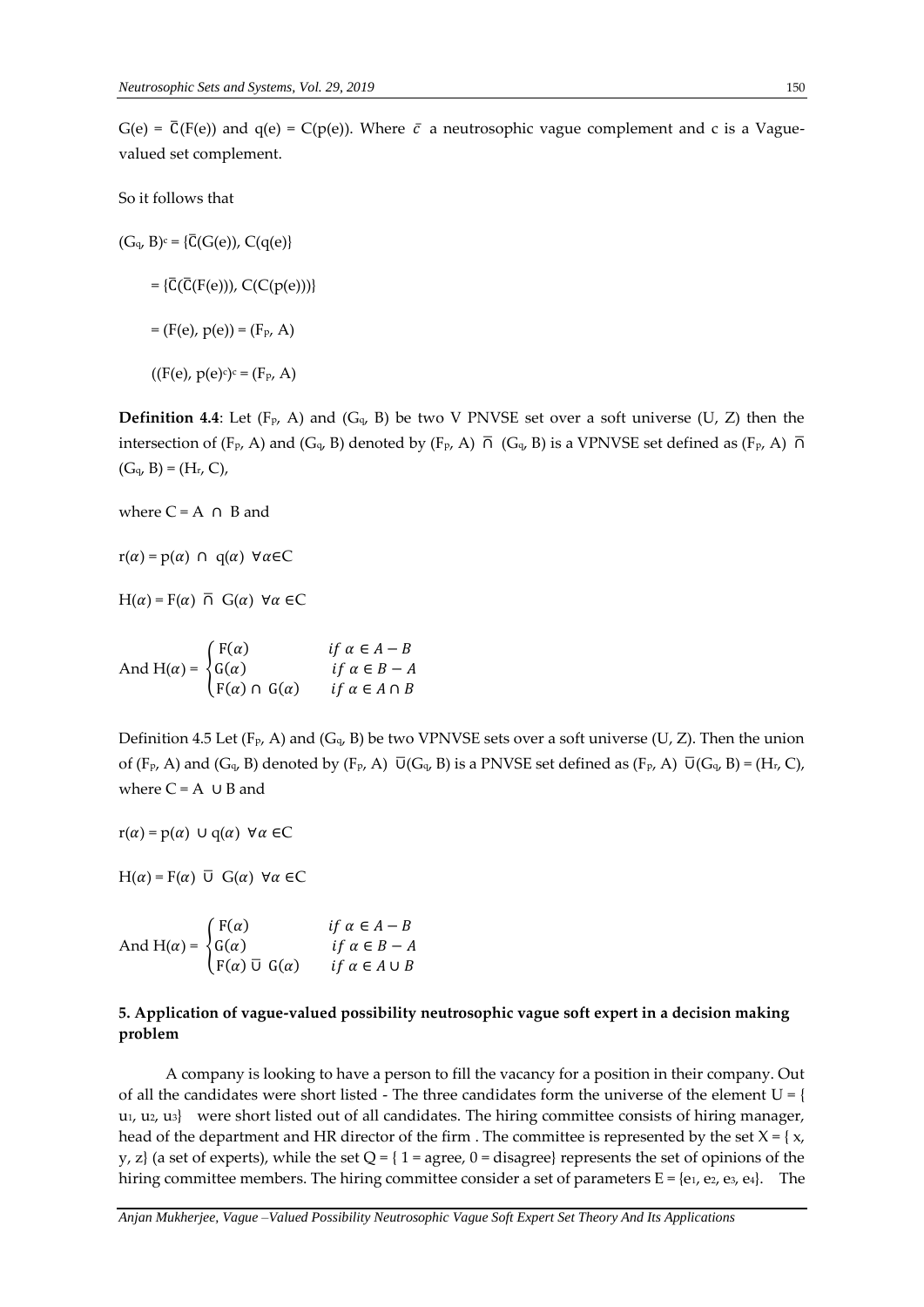$G(e) = \bar{C}(F(e))$ and $q(e) = C(p(e))$. Where $\bar{c}$ a neutrosophic vague complement and c is a Vague-valued set complement.

So it follows that

$(G_q, B)^c = \{\bar{C}(G(e)), C(q(e)\}$

$= \{\bar{C}(\bar{C}(F(e))), C(C(p(e)))\}$

$= (F(e), p(e)) = (F_P, A)$

$((F(e), p(e)^c)^c = (F_P, A)$

**Definition 4.4**: Let $(F_P, A)$ and $(G_q, B)$ be two V PNVSE set over a soft universe (U, Z) then the intersection of $(F_P, A)$ and $(G_q, B)$ denoted by $(F_P, A) \bar{\cap} (G_q, B)$ is a VPNVSE set defined as $(F_P, A) \bar{\cap} (G_q, B) = (H_r, C)$,

where $C = A \cap B$ and

$r(\alpha) = p(\alpha) \cap q(\alpha) \ \forall \alpha \in C$

$H(\alpha) = F(\alpha) \bar{\cap} G(\alpha) \ \forall \alpha \in C$

$$\text{And } H(\alpha) = \begin{cases} F(\alpha) & if\ \alpha \in A - B \\ G(\alpha) & if\ \alpha \in B - A \\ F(\alpha) \cap G(\alpha) & if\ \alpha \in A \cap B \end{cases}$$

Definition 4.5 Let $(F_P, A)$ and $(G_q, B)$ be two VPNVSE sets over a soft universe (U, Z). Then the union of $(F_P, A)$ and $(G_q, B)$ denoted by $(F_P, A) \bar{\cup} (G_q, B)$ is a PNVSE set defined as $(F_P, A) \bar{\cup} (G_q, B) = (H_r, C)$, where $C = A \cup B$ and

$r(\alpha) = p(\alpha) \cup q(\alpha) \ \forall \alpha \in C$

$H(\alpha) = F(\alpha) \bar{\cup} G(\alpha) \ \forall \alpha \in C$

$$\text{And } H(\alpha) = \begin{cases} F(\alpha) & if\ \alpha \in A - B \\ G(\alpha) & if\ \alpha \in B - A \\ F(\alpha) \bar{\cup} G(\alpha) & if\ \alpha \in A \cup B \end{cases}$$

## 5. Application of vague-valued possibility neutrosophic vague soft expert in a decision making problem

A company is looking to have a person to fill the vacancy for a position in their company. Out of all the candidates were short listed - The three candidates form the universe of the element $U = \{u_1, u_2, u_3\}$ were short listed out of all candidates. The hiring committee consists of hiring manager, head of the department and HR director of the firm . The committee is represented by the set $X = \{x, y, z\}$ (a set of experts), while the set $Q = \{1 = \text{agree}, 0 = \text{disagree}\}$ represents the set of opinions of the hiring committee members. The hiring committee consider a set of parameters $E = \{e_1, e_2, e_3, e_4\}$. The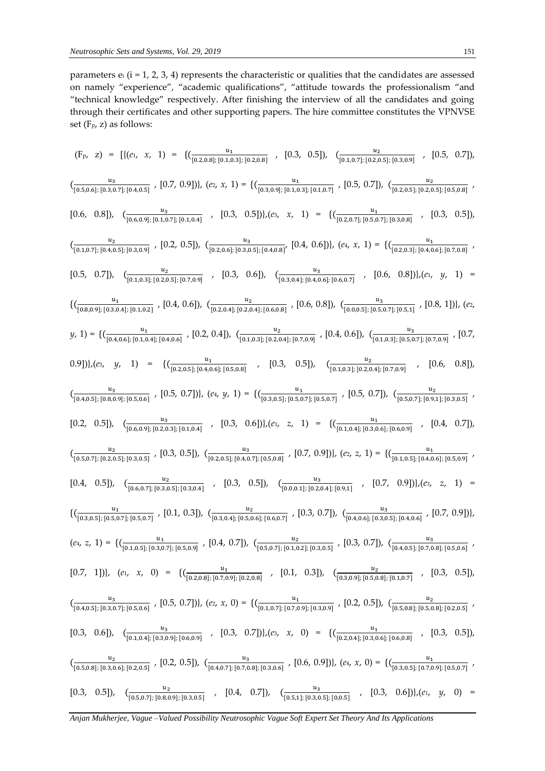parameters $e_i$ (i = 1, 2, 3, 4) represents the characteristic or qualities that the candidates are assessed on namely "experience", "academic qualifications", "attitude towards the professionalism "and "technical knowledge" respectively. After finishing the interview of all the candidates and going through their certificates and other supporting papers. The hire committee constitutes the VPNVSE set ($F_P$, z) as follows:

($F_P$, z) = [{($e_1$, $x$, 1) = {($\frac{u_1}{[0.2,0.8];[0.1,0.3];[0.2,0.8]}$, [0.3, 0.5]), ($\frac{u_2}{[0.1,0.7];[0.2,0.5];[0.3,0.9]}$, [0.5, 0.7]), ($\frac{u_3}{[0.5,0.6];[0.3,0.7];[0.4,0.5]}$, [0.7, 0.9])}, ($e_2$, $x$, 1) = {($\frac{u_1}{[0.3,0.9];[0.1,0.3];[0.1,0.7]}$, [0.5, 0.7]), ($\frac{u_2}{[0.2,0.5];[0.2,0.5];[0.5,0.8]}$, [0.6, 0.8]), ($\frac{u_3}{[0.6,0.9];[0.1,0.7];[0.1,0.4]}$, [0.3, 0.5])},($e_3$, $x$, 1) = {($\frac{u_1}{[0.2,0.7];[0.5,0.7];[0.3,0.8]}$, [0.3, 0.5]), ($\frac{u_2}{[0.1,0.7];[0.4,0.5];[0.3,0.9]}$, [0.2, 0.5]), ($\frac{u_3}{[0.2,0.6];[0.3,0.5];[0.4,0.8]}$, [0.4, 0.6])}, ($e_4$, $x$, 1) = {($\frac{u_1}{[0.2,0.3];[0.4,0.6];[0.7,0.8]}$, [0.5, 0.7]), ($\frac{u_2}{[0.1,0.3];[0.2,0.5];[0.7,0.9]}$, [0.3, 0.6]), ($\frac{u_3}{[0.3,0.4];[0.4,0.6];[0.6,0.7]}$, [0.6, 0.8])},($e_1$, $y$, 1) = {($\frac{u_1}{[0.8,0.9];[0.3,0.4];[0.1,0.2]}$, [0.4, 0.6]), ($\frac{u_2}{[0.2,0.4];[0.2,0.4];[0.6,0.8]}$, [0.6, 0.8]), ($\frac{u_3}{[0.0,0.5];[0.5,0.7];[0.5,1]}$, [0.8, 1])}, ($e_2$, $y$, 1) = {($\frac{u_1}{[0.4,0.6];[0.1,0.4];[0.4,0.6]}$, [0.2, 0.4]), ($\frac{u_2}{[0.1,0.3];[0.2,0.4];[0.7,0.9]}$, [0.4, 0.6]), ($\frac{u_3}{[0.1,0.3];[0.5,0.7];[0.7,0.9]}$, [0.7, 0.9])},($e_3$, $y$, 1) = {($\frac{u_1}{[0.2,0.5];[0.4,0.6];[0.5,0.8]}$, [0.3, 0.5]), ($\frac{u_2}{[0.1,0.3];[0.2,0.4];[0.7,0.9]}$, [0.6, 0.8]), ($\frac{u_3}{[0.4,0.5];[0.8,0.9];[0.5,0.6]}$, [0.5, 0.7])}, ($e_4$, $y$, 1) = {($\frac{u_1}{[0.3,0.5];[0.5,0.7];[0.5,0.7]}$, [0.5, 0.7]), ($\frac{u_2}{[0.5,0.7];[0.9,1];[0.3,0.5]}$, [0.2, 0.5]), ($\frac{u_3}{[0.6,0.9];[0.2,0.3];[0.1,0.4]}$, [0.3, 0.6])},($e_1$, $z$, 1) = {($\frac{u_1}{[0.1,0.4];[0.3,0.6];[0.6,0.9]}$, [0.4, 0.7]), ($\frac{u_2}{[0.5,0.7];[0.2,0.5];[0.3,0.5]}$, [0.3, 0.5]), ($\frac{u_3}{[0.2,0.5];[0.4,0.7];[0.5,0.8]}$, [0.7, 0.9])}, ($e_2$, $z$, 1) = {($\frac{u_1}{[0.1,0.5];[0.4,0.6];[0.5,0.9]}$, [0.4, 0.5]), ($\frac{u_2}{[0.6,0.7];[0.3,0.5];[0.3,0.4]}$, [0.3, 0.5]), ($\frac{u_3}{[0.0,0.1];[0.2,0.4];[0.9,1]}$, [0.7, 0.9])},($e_3$, $z$, 1) = {($\frac{u_1}{[0.3,0.5];[0.5,0.7];[0.5,0.7]}$, [0.1, 0.3]), ($\frac{u_2}{[0.3,0.4];[0.5,0.6];[0.6,0.7]}$, [0.3, 0.7]), ($\frac{u_3}{[0.4,0.6];[0.3,0.5];[0.4,0.6]}$, [0.7, 0.9])}, ($e_4$, $z$, 1) = {($\frac{u_1}{[0.1,0.5];[0.3,0.7];[0.5,0.9]}$, [0.4, 0.7]), ($\frac{u_2}{[0.5,0.7];[0.1,0.2];[0.3,0.5]}$, [0.3, 0.7]), ($\frac{u_3}{[0.4,0.5];[0.7,0.8];[0.5,0.6]}$, [0.7, 1])}, ($e_1$, $x$, 0) = {($\frac{u_1}{[0.2,0.8];[0.7,0.9];[0.2,0.8]}$, [0.1, 0.3]), ($\frac{u_2}{[0.3,0.9];[0.5,0.8];[0.1,0.7]}$, [0.3, 0.5]), ($\frac{u_3}{[0.4,0.5];[0.3,0.7];[0.5,0.6]}$, [0.5, 0.7])}, ($e_2$, $x$, 0) = {($\frac{u_1}{[0.1,0.7];[0.7,0.9];[0.3,0.9]}$, [0.2, 0.5]), ($\frac{u_2}{[0.5,0.8];[0.5,0.8];[0.2,0.5]}$, [0.3, 0.6]), ($\frac{u_3}{[0.1,0.4];[0.3,0.9];[0.6,0.9]}$, [0.3, 0.7])},($e_3$, $x$, 0) = {($\frac{u_1}{[0.2,0.4];[0.3,0.6];[0.6,0.8]}$, [0.3, 0.5]), ($\frac{u_2}{[0.5,0.8];[0.3,0.6];[0.2,0.5]}$, [0.2, 0.5]), ($\frac{u_3}{[0.4,0.7];[0.7,0.8];[0.3,0.6]}$, [0.6, 0.9])}, ($e_4$, $x$, 0) = {($\frac{u_1}{[0.3,0.5];[0.7,0.9];[0.5,0.7]}$, [0.3, 0.5]), ($\frac{u_2}{[0.5,0.7];[0.8,0.9];[0.3,0.5]}$, [0.4, 0.7]), ($\frac{u_3}{[0.5,1];[0.3,0.5];[0,0.5]}$, [0.3, 0.6])},($e_1$, $y$, 0) =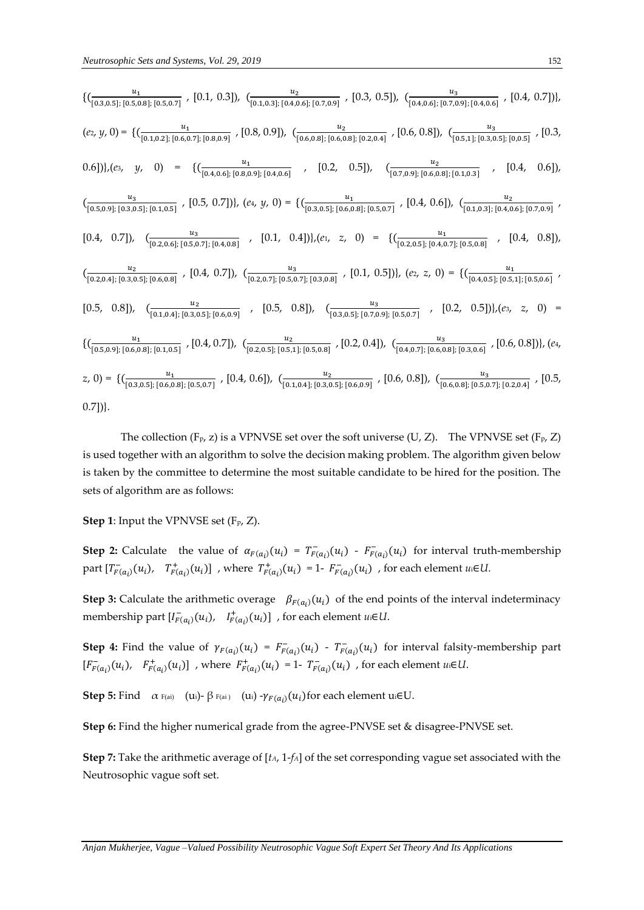$\{(\frac{u_1}{[0.3,0.5];\,[0.5,0.8];\,[0.5,0.7]}$ , [0.1, 0.3]), $(\frac{u_2}{[0.1,0.3];\,[0.4,0.6];\,[0.7,0.9]}$ , [0.3, 0.5]), $(\frac{u_3}{[0.4,0.6];\,[0.7,0.9];\,[0.4,0.6]}$ , [0.4, 0.7])},

($e_2$, $y$, 0) = $\{(\frac{u_1}{[0.1,0.2];\,[0.6,0.7];\,[0.8,0.9]}$ , [0.8, 0.9]), $(\frac{u_2}{[0.6,0.8];\,[0.6,0.8];\,[0.2,0.4]}$ , [0.6, 0.8]), $(\frac{u_3}{[0.5,1];\,[0.3,0.5];\,[0,0.5]}$ , [0.3, 0.6])},($e_3$, $y$, 0) = $\{(\frac{u_1}{[0.4,0.6];\,[0.8,0.9];\,[0.4,0.6]}$ , [0.2, 0.5]), $(\frac{u_2}{[0.7,0.9];\,[0.6,0.8];\,[0.1,0.3]}$ , [0.4, 0.6]), $(\frac{u_3}{[0.5,0.9];\,[0.3,0.5];\,[0.1,0.5]}$ , [0.5, 0.7])}, ($e_4$, $y$, 0) = $\{(\frac{u_1}{[0.3,0.5];\,[0.6,0.8];\,[0.5,0.7]}$ , [0.4, 0.6]), $(\frac{u_2}{[0.1,0.3];\,[0.4,0.6];\,[0.7,0.9]}$ , [0.4, 0.7]), $(\frac{u_3}{[0.2,0.6];\,[0.5,0.7];\,[0.4,0.8]}$ , [0.1, 0.4])},($e_1$, $z$, 0) = $\{(\frac{u_1}{[0.2,0.5];\,[0.4,0.7];\,[0.5,0.8]}$ , [0.4, 0.8]), $(\frac{u_2}{[0.2,0.4];\,[0.3,0.5];\,[0.6,0.8]}$ , [0.4, 0.7]), $(\frac{u_3}{[0.2,0.7];\,[0.5,0.7];\,[0.3,0.8]}$ , [0.1, 0.5])}, ($e_2$, $z$, 0) = $\{(\frac{u_1}{[0.4,0.5];\,[0.5,1];\,[0.5,0.6]}$ , [0.5, 0.8]), $(\frac{u_2}{[0.1,0.4];\,[0.3,0.5];\,[0.6,0.9]}$ , [0.5, 0.8]), $(\frac{u_3}{[0.3,0.5];\,[0.7,0.9];\,[0.5,0.7]}$ , [0.2, 0.5])},($e_3$, $z$, 0) = $\{(\frac{u_1}{[0.5,0.9];\,[0.6,0.8];\,[0.1,0.5]}$ , [0.4, 0.7]), $(\frac{u_2}{[0.2,0.5];\,[0.5,1];\,[0.5,0.8]}$ , [0.2, 0.4]), $(\frac{u_3}{[0.4,0.7];\,[0.6,0.8];\,[0.3,0.6]}$ , [0.6, 0.8])}, ($e_4$, $z$, 0) = $\{(\frac{u_1}{[0.3,0.5];\,[0.6,0.8];\,[0.5,0.7]}$ , [0.4, 0.6]), $(\frac{u_2}{[0.1,0.4];\,[0.3,0.5];\,[0.6,0.9]}$ , [0.6, 0.8]), $(\frac{u_3}{[0.6,0.8];\,[0.5,0.7];\,[0.2,0.4]}$ , [0.5, 0.7])}.

The collection ($F_P$, z) is a VPNVSE set over the soft universe (U, Z). The VPNVSE set ($F_P$, Z) is used together with an algorithm to solve the decision making problem. The algorithm given below is taken by the committee to determine the most suitable candidate to be hired for the position. The sets of algorithm are as follows:

**Step 1**: Input the VPNVSE set ($F_P$, Z).

**Step 2:** Calculate the value of $\alpha_{F(a_i)}(u_i) = T^-_{F(a_i)}(u_i) - F^-_{F(a_i)}(u_i)$ for interval truth-membership part $[T^-_{F(a_i)}(u_i),\ \ T^+_{F(a_i)}(u_i)]$ , where $T^+_{F(a_i)}(u_i) = 1 - F^-_{F(a_i)}(u_i)$ , for each element $u_i \in U$.

**Step 3:** Calculate the arithmetic overage $\beta_{F(a_i)}(u_i)$ of the end points of the interval indeterminacy membership part $[I^-_{F(a_i)}(u_i),\ \ I^+_{F(a_i)}(u_i)]$ , for each element $u_i \in U$.

**Step 4:** Find the value of $\gamma_{F(a_i)}(u_i) = F^-_{F(a_i)}(u_i) - T^-_{F(a_i)}(u_i)$ for interval falsity-membership part $[F^-_{F(a_i)}(u_i),\ \ F^+_{F(a_i)}(u_i)]$ , where $F^+_{F(a_i)}(u_i) = 1 - T^-_{F(a_i)}(u_i)$ , for each element $u_i \in U$.

**Step 5:** Find $\alpha_{F(a_i)}(u_i) - \beta_{F(a_i)}(u_i) - \gamma_{F(a_i)}(u_i)$ for each element $u_i \in U$.

**Step 6:** Find the higher numerical grade from the agree-PNVSE set & disagree-PNVSE set.

**Step 7:** Take the arithmetic average of [$t_A$, 1-$f_A$] of the set corresponding vague set associated with the Neutrosophic vague soft set.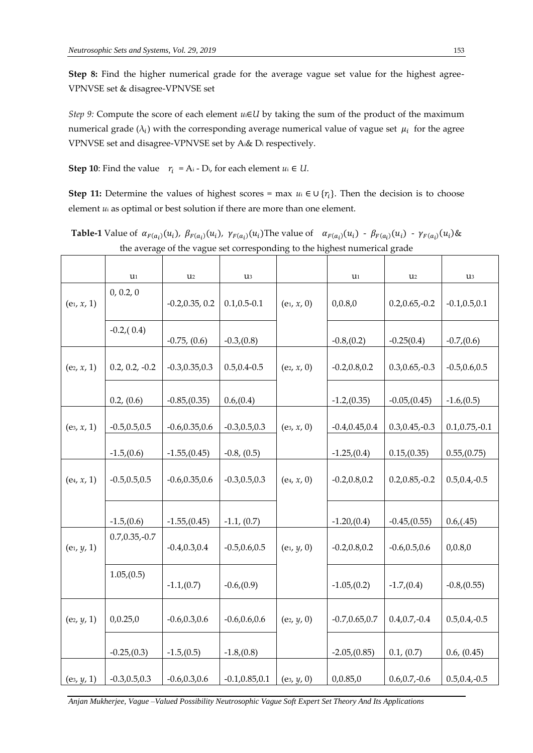**Step 8:** Find the higher numerical grade for the average vague set value for the highest agree-VPNVSE set & disagree-VPNVSE set

*Step 9:* Compute the score of each element $u_i \in U$ by taking the sum of the product of the maximum numerical grade ($\lambda_i$) with the corresponding average numerical value of vague set $\mu_i$ for the agree VPNVSE set and disagree-VPNVSE set by $A_i$& $D_i$ respectively.

**Step 10**: Find the value $r_i$ = $A_i$ - $D_i$, for each element $u_i \in U$.

**Step 11:** Determine the values of highest scores = max $u_i \in \cup \{r_i\}$. Then the decision is to choose element $u_i$ as optimal or best solution if there are more than one element.

**Table-1** Value of $\alpha_{F(a_i)}(u_i)$, $\beta_{F(a_i)}(u_i)$, $\gamma_{F(a_i)}(u_i)$The value of $\alpha_{F(a_i)}(u_i)$ - $\beta_{F(a_i)}(u_i)$ - $\gamma_{F(a_i)}(u_i)$& the average of the vague set corresponding to the highest numerical grade

| | $u_1$ | $u_2$ | $u_3$ | | $u_1$ | $u_2$ | $u_3$ |
|---|---|---|---|---|---|---|---|
| ($e_1$, $x$, 1) | 0, 0.2, 0 | -0.2,0.35, 0.2 | 0.1,0.5-0.1 | ($e_1$, $x$, 0) | 0,0.8,0 | 0.2,0.65,-0.2 | -0.1,0.5,0.1 |
| | -0.2,( 0.4) | -0.75, (0.6) | -0.3,(0.8) | | -0.8,(0.2) | -0.25(0.4) | -0.7,(0.6) |
| ($e_2$, $x$, 1) | 0.2, 0.2, -0.2 | -0.3,0.35,0.3 | 0.5,0.4-0.5 | ($e_2$, $x$, 0) | -0.2,0.8,0.2 | 0.3,0.65,-0.3 | -0.5,0.6,0.5 |
| | 0.2, (0.6) | -0.85,(0.35) | 0.6,(0.4) | | -1.2,(0.35) | -0.05,(0.45) | -1.6,(0.5) |
| ($e_3$, $x$, 1) | -0.5,0.5,0.5 | -0.6,0.35,0.6 | -0.3,0.5,0.3 | ($e_3$, $x$, 0) | -0.4,0.45,0.4 | 0.3,0.45,-0.3 | 0.1,0.75,-0.1 |
| | -1.5,(0.6) | -1.55,(0.45) | -0.8, (0.5) | | -1.25,(0.4) | 0.15,(0.35) | 0.55,(0.75) |
| ($e_4$, $x$, 1) | -0.5,0.5,0.5 | -0.6,0.35,0.6 | -0.3,0.5,0.3 | ($e_4$, $x$, 0) | -0.2,0.8,0.2 | 0.2,0.85,-0.2 | 0.5,0.4,-0.5 |
| | -1.5,(0.6) | -1.55,(0.45) | -1.1, (0.7) | | -1.20,(0.4) | -0.45,(0.55) | 0.6,(.45) |
| ($e_1$, $y$, 1) | 0.7,0.35,-0.7 | -0.4,0.3,0.4 | -0.5,0.6,0.5 | ($e_1$, $y$, 0) | -0.2,0.8,0.2 | -0.6,0.5,0.6 | 0,0.8,0 |
| | 1.05,(0.5) | -1.1,(0.7) | -0.6,(0.9) | | -1.05,(0.2) | -1.7,(0.4) | -0.8,(0.55) |
| ($e_2$, $y$, 1) | 0,0.25,0 | -0.6,0.3,0.6 | -0.6,0.6,0.6 | ($e_2$, $y$, 0) | -0.7,0.65,0.7 | 0.4,0.7,-0.4 | 0.5,0.4,-0.5 |
| | -0.25,(0.3) | -1.5,(0.5) | -1.8,(0.8) | | -2.05,(0.85) | 0.1, (0.7) | 0.6, (0.45) |
| ($e_3$, $y$, 1) | -0.3,0.5,0.3 | -0.6,0.3,0.6 | -0.1,0.85,0.1 | ($e_3$, $y$, 0) | 0,0.85,0 | 0.6,0.7,-0.6 | 0.5,0.4,-0.5 |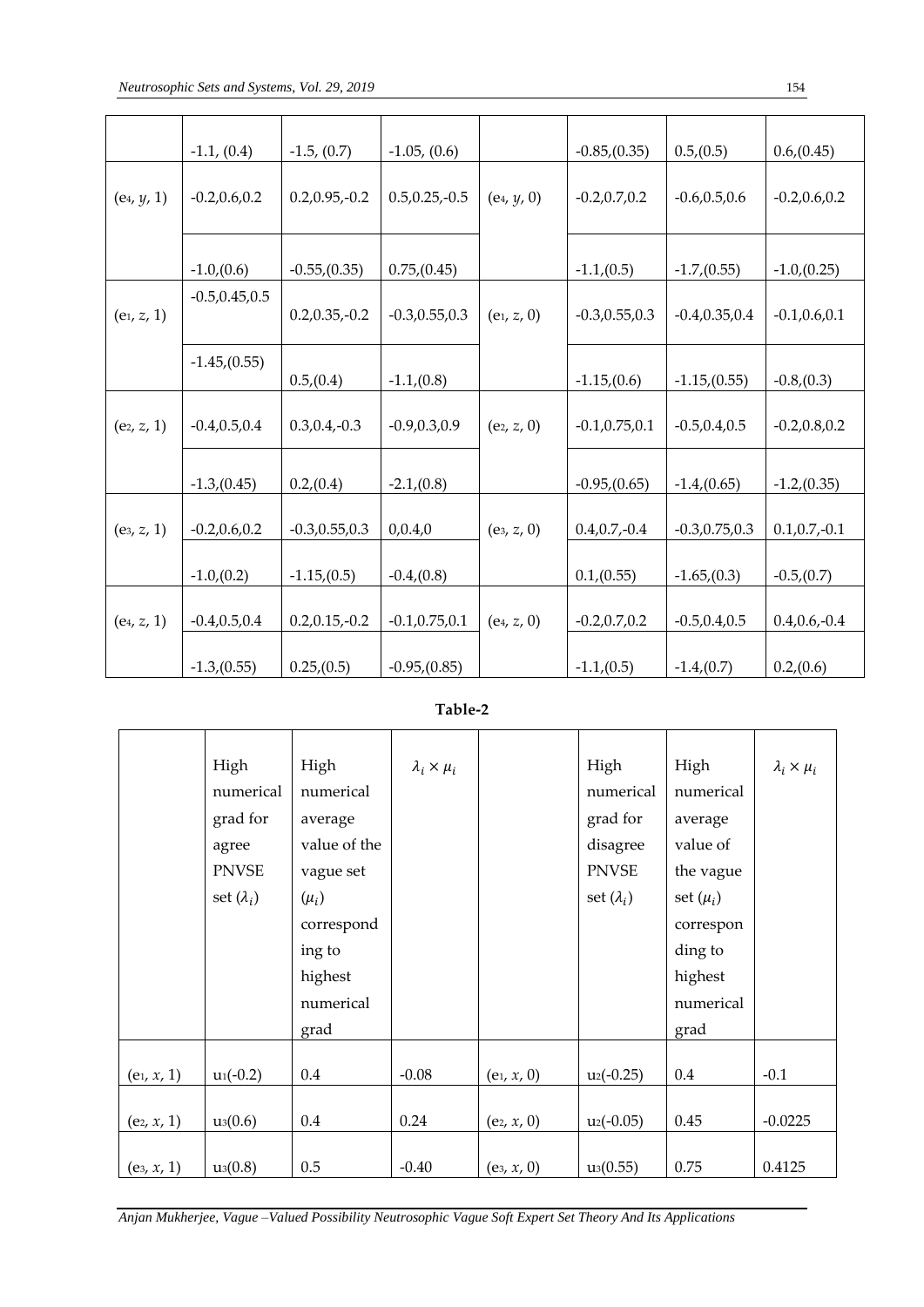| | | | | | | | |
|---|---|---|---|---|---|---|---|
| | -1.1, (0.4) | -1.5, (0.7) | -1.05, (0.6) | | -0.85,(0.35) | 0.5,(0.5) | 0.6,(0.45) |
| ($e_4$, $y$, 1) | -0.2,0.6,0.2 | 0.2,0.95,-0.2 | 0.5,0.25,-0.5 | ($e_4$, $y$, 0) | -0.2,0.7,0.2 | -0.6,0.5,0.6 | -0.2,0.6,0.2 |
| | -1.0,(0.6) | -0.55,(0.35) | 0.75,(0.45) | | -1.1,(0.5) | -1.7,(0.55) | -1.0,(0.25) |
| ($e_1$, $z$, 1) | -0.5,0.45,0.5 | 0.2,0.35,-0.2 | -0.3,0.55,0.3 | ($e_1$, $z$, 0) | -0.3,0.55,0.3 | -0.4,0.35,0.4 | -0.1,0.6,0.1 |
| | -1.45,(0.55) | 0.5,(0.4) | -1.1,(0.8) | | -1.15,(0.6) | -1.15,(0.55) | -0.8,(0.3) |
| ($e_2$, $z$, 1) | -0.4,0.5,0.4 | 0.3,0.4,-0.3 | -0.9,0.3,0.9 | ($e_2$, $z$, 0) | -0.1,0.75,0.1 | -0.5,0.4,0.5 | -0.2,0.8,0.2 |
| | -1.3,(0.45) | 0.2,(0.4) | -2.1,(0.8) | | -0.95,(0.65) | -1.4,(0.65) | -1.2,(0.35) |
| ($e_3$, $z$, 1) | -0.2,0.6,0.2 | -0.3,0.55,0.3 | 0,0.4,0 | ($e_3$, $z$, 0) | 0.4,0.7,-0.4 | -0.3,0.75,0.3 | 0.1,0.7,-0.1 |
| | -1.0,(0.2) | -1.15,(0.5) | -0.4,(0.8) | | 0.1,(0.55) | -1.65,(0.3) | -0.5,(0.7) |
| ($e_4$, $z$, 1) | -0.4,0.5,0.4 | 0.2,0.15,-0.2 | -0.1,0.75,0.1 | ($e_4$, $z$, 0) | -0.2,0.7,0.2 | -0.5,0.4,0.5 | 0.4,0.6,-0.4 |
| | -1.3,(0.55) | 0.25,(0.5) | -0.95,(0.85) | | -1.1,(0.5) | -1.4,(0.7) | 0.2,(0.6) |

**Table-2**

| | High numerical grad for agree PNVSE set ($\lambda_i$) | High numerical average value of the vague set ($\mu_i$) corresponding to highest numerical grad | $\lambda_i \times \mu_i$ | | High numerical grad for disagree PNVSE set ($\lambda_i$) | High numerical average value of the vague set ($\mu_i$) corresponding to highest numerical grad | $\lambda_i \times \mu_i$ |
|---|---|---|---|---|---|---|---|
| ($e_1$, $x$, 1) | $u_1$(-0.2) | 0.4 | -0.08 | ($e_1$, $x$, 0) | $u_2$(-0.25) | 0.4 | -0.1 |
| ($e_2$, $x$, 1) | $u_3$(0.6) | 0.4 | 0.24 | ($e_2$, $x$, 0) | $u_2$(-0.05) | 0.45 | -0.0225 |
| ($e_3$, $x$, 1) | $u_3$(0.8) | 0.5 | -0.40 | ($e_3$, $x$, 0) | $u_3$(0.55) | 0.75 | 0.4125 |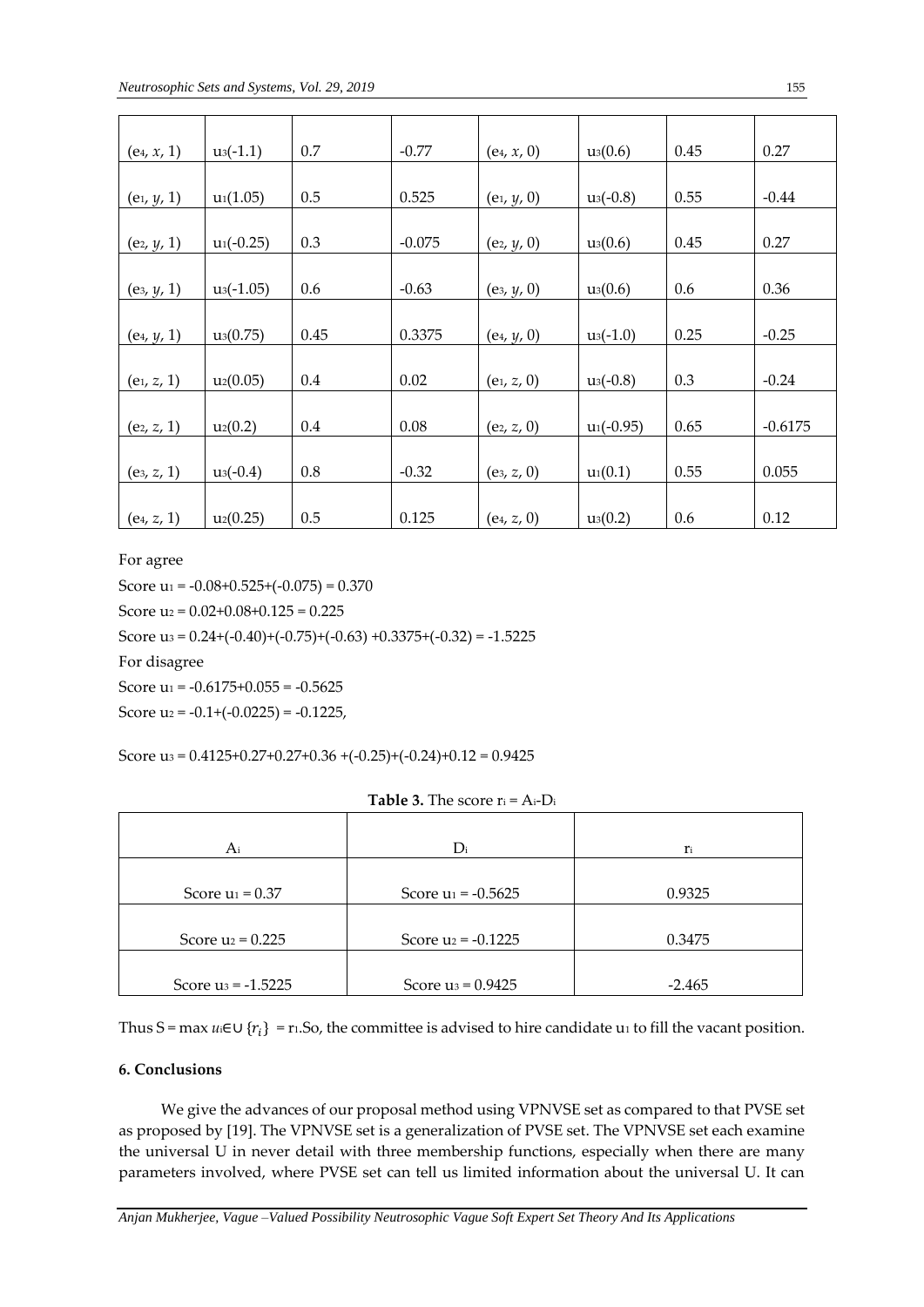| $(e_4, x, 1)$ | $u_3(-1.1)$ | 0.7 | -0.77 | $(e_4, x, 0)$ | $u_3(0.6)$ | 0.45 | 0.27 |
|---|---|---|---|---|---|---|---|
| $(e_1, y, 1)$ | $u_1(1.05)$ | 0.5 | 0.525 | $(e_1, y, 0)$ | $u_3(-0.8)$ | 0.55 | -0.44 |
| $(e_2, y, 1)$ | $u_1(-0.25)$ | 0.3 | -0.075 | $(e_2, y, 0)$ | $u_3(0.6)$ | 0.45 | 0.27 |
| $(e_3, y, 1)$ | $u_3(-1.05)$ | 0.6 | -0.63 | $(e_3, y, 0)$ | $u_3(0.6)$ | 0.6 | 0.36 |
| $(e_4, y, 1)$ | $u_3(0.75)$ | 0.45 | 0.3375 | $(e_4, y, 0)$ | $u_3(-1.0)$ | 0.25 | -0.25 |
| $(e_1, z, 1)$ | $u_2(0.05)$ | 0.4 | 0.02 | $(e_1, z, 0)$ | $u_3(-0.8)$ | 0.3 | -0.24 |
| $(e_2, z, 1)$ | $u_2(0.2)$ | 0.4 | 0.08 | $(e_2, z, 0)$ | $u_1(-0.95)$ | 0.65 | -0.6175 |
| $(e_3, z, 1)$ | $u_3(-0.4)$ | 0.8 | -0.32 | $(e_3, z, 0)$ | $u_1(0.1)$ | 0.55 | 0.055 |
| $(e_4, z, 1)$ | $u_2(0.25)$ | 0.5 | 0.125 | $(e_4, z, 0)$ | $u_3(0.2)$ | 0.6 | 0.12 |

For agree

Score $u_1$ = -0.08+0.525+(-0.075) = 0.370

Score $u_2$ = 0.02+0.08+0.125 = 0.225

Score $u_3$ = 0.24+(-0.40)+(-0.75)+(-0.63) +0.3375+(-0.32) = -1.5225

For disagree

Score $u_1$ = -0.6175+0.055 = -0.5625

Score $u_2$ = -0.1+(-0.0225) = -0.1225,

Score $u_3$ = 0.4125+0.27+0.27+0.36 +(-0.25)+(-0.24)+0.12 = 0.9425

**Table 3.** The score $r_i = A_i - D_i$

| $A_i$ | $D_i$ | $r_i$ |
|---|---|---|
| Score $u_1$ = 0.37 | Score $u_1$ = -0.5625 | 0.9325 |
| Score $u_2$ = 0.225 | Score $u_2$ = -0.1225 | 0.3475 |
| Score $u_3$ = -1.5225 | Score $u_3$ = 0.9425 | -2.465 |

Thus $S = \max_{u_i \in U} \{r_i\} = r_1$.So, the committee is advised to hire candidate $u_1$ to fill the vacant position.

### 6. Conclusions

We give the advances of our proposal method using VPNVSE set as compared to that PVSE set as proposed by [19]. The VPNVSE set is a generalization of PVSE set. The VPNVSE set each examine the universal U in never detail with three membership functions, especially when there are many parameters involved, where PVSE set can tell us limited information about the universal U. It can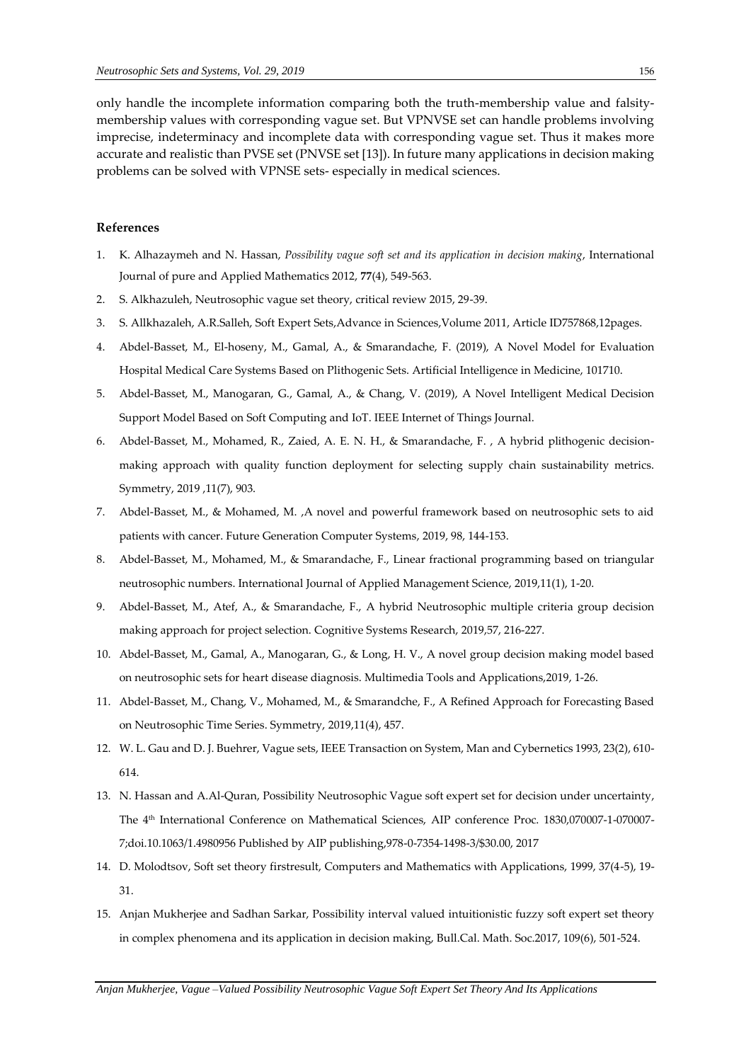only handle the incomplete information comparing both the truth-membership value and falsity-membership values with corresponding vague set. But VPNVSE set can handle problems involving imprecise, indeterminacy and incomplete data with corresponding vague set. Thus it makes more accurate and realistic than PVSE set (PNVSE set [13]). In future many applications in decision making problems can be solved with VPNSE sets- especially in medical sciences.

## References

1. K. Alhazaymeh and N. Hassan, *Possibility vague soft set and its application in decision making*, International Journal of pure and Applied Mathematics 2012, **77**(4), 549-563.
2. S. Alkhazuleh, Neutrosophic vague set theory, critical review 2015, 29-39.
3. S. Allkhazaleh, A.R.Salleh, Soft Expert Sets,Advance in Sciences,Volume 2011, Article ID757868,12pages.
4. Abdel-Basset, M., El-hoseny, M., Gamal, A., & Smarandache, F. (2019), A Novel Model for Evaluation Hospital Medical Care Systems Based on Plithogenic Sets. Artificial Intelligence in Medicine, 101710.
5. Abdel-Basset, M., Manogaran, G., Gamal, A., & Chang, V. (2019), A Novel Intelligent Medical Decision Support Model Based on Soft Computing and IoT. IEEE Internet of Things Journal.
6. Abdel-Basset, M., Mohamed, R., Zaied, A. E. N. H., & Smarandache, F. , A hybrid plithogenic decision-making approach with quality function deployment for selecting supply chain sustainability metrics. Symmetry, 2019 ,11(7), 903.
7. Abdel-Basset, M., & Mohamed, M. ,A novel and powerful framework based on neutrosophic sets to aid patients with cancer. Future Generation Computer Systems, 2019, 98, 144-153.
8. Abdel-Basset, M., Mohamed, M., & Smarandache, F., Linear fractional programming based on triangular neutrosophic numbers. International Journal of Applied Management Science, 2019,11(1), 1-20.
9. Abdel-Basset, M., Atef, A., & Smarandache, F., A hybrid Neutrosophic multiple criteria group decision making approach for project selection. Cognitive Systems Research, 2019,57, 216-227.
10. Abdel-Basset, M., Gamal, A., Manogaran, G., & Long, H. V., A novel group decision making model based on neutrosophic sets for heart disease diagnosis. Multimedia Tools and Applications,2019, 1-26.
11. Abdel-Basset, M., Chang, V., Mohamed, M., & Smarandche, F., A Refined Approach for Forecasting Based on Neutrosophic Time Series. Symmetry, 2019,11(4), 457.
12. W. L. Gau and D. J. Buehrer, Vague sets, IEEE Transaction on System, Man and Cybernetics 1993, 23(2), 610-614.
13. N. Hassan and A.Al-Quran, Possibility Neutrosophic Vague soft expert set for decision under uncertainty, The 4th International Conference on Mathematical Sciences, AIP conference Proc. 1830,070007-1-070007-7;doi.10.1063/1.4980956 Published by AIP publishing,978-0-7354-1498-3/$30.00, 2017
14. D. Molodtsov, Soft set theory firstresult, Computers and Mathematics with Applications, 1999, 37(4-5), 19-31.
15. Anjan Mukherjee and Sadhan Sarkar, Possibility interval valued intuitionistic fuzzy soft expert set theory in complex phenomena and its application in decision making, Bull.Cal. Math. Soc.2017, 109(6), 501-524.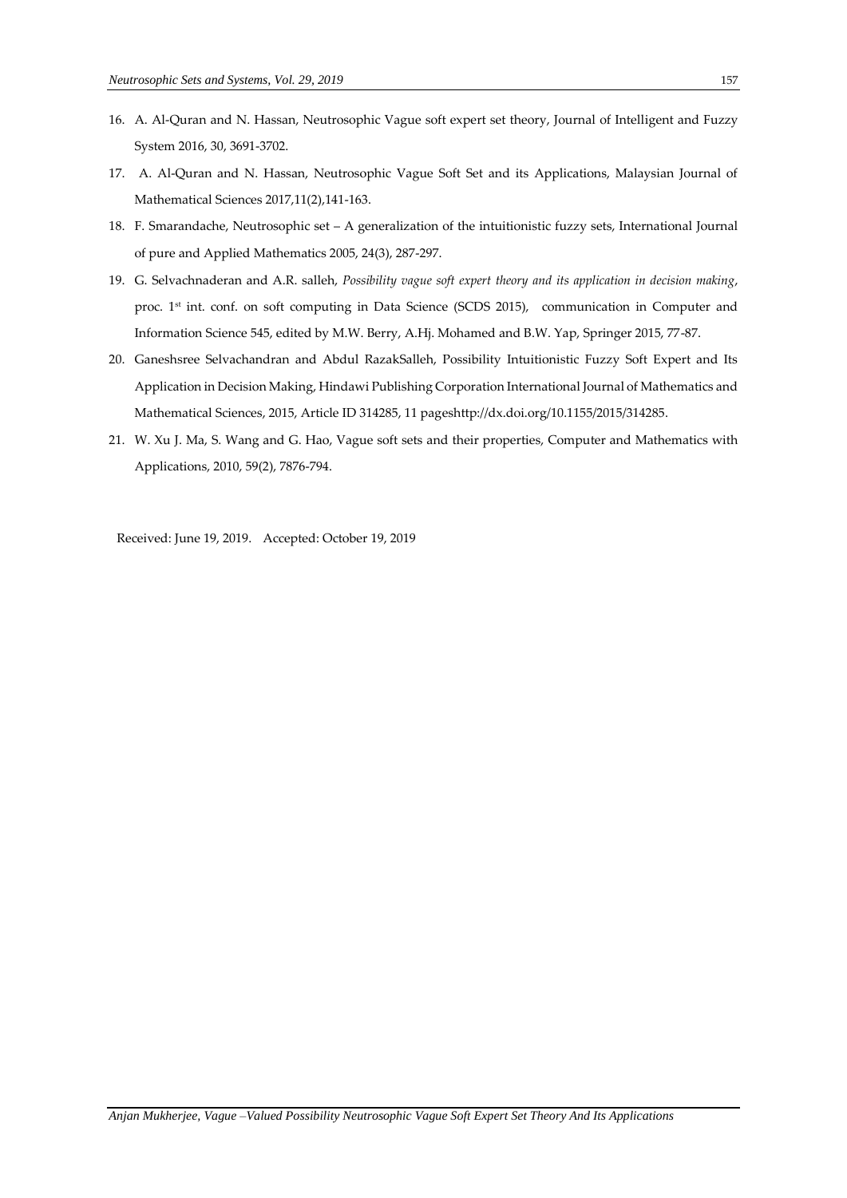16. A. Al-Quran and N. Hassan, Neutrosophic Vague soft expert set theory, Journal of Intelligent and Fuzzy System 2016, 30, 3691-3702.
17. A. Al-Quran and N. Hassan, Neutrosophic Vague Soft Set and its Applications, Malaysian Journal of Mathematical Sciences 2017,11(2),141-163.
18. F. Smarandache, Neutrosophic set – A generalization of the intuitionistic fuzzy sets, International Journal of pure and Applied Mathematics 2005, 24(3), 287-297.
19. G. Selvachnaderan and A.R. salleh, *Possibility vague soft expert theory and its application in decision making*, proc. 1st int. conf. on soft computing in Data Science (SCDS 2015), communication in Computer and Information Science 545, edited by M.W. Berry, A.Hj. Mohamed and B.W. Yap, Springer 2015, 77-87.
20. Ganeshsree Selvachandran and Abdul RazakSalleh, Possibility Intuitionistic Fuzzy Soft Expert and Its Application in Decision Making, Hindawi Publishing Corporation International Journal of Mathematics and Mathematical Sciences, 2015, Article ID 314285, 11 pageshttp://dx.doi.org/10.1155/2015/314285.
21. W. Xu J. Ma, S. Wang and G. Hao, Vague soft sets and their properties, Computer and Mathematics with Applications, 2010, 59(2), 7876-794.

Received: June 19, 2019. Accepted: October 19, 2019